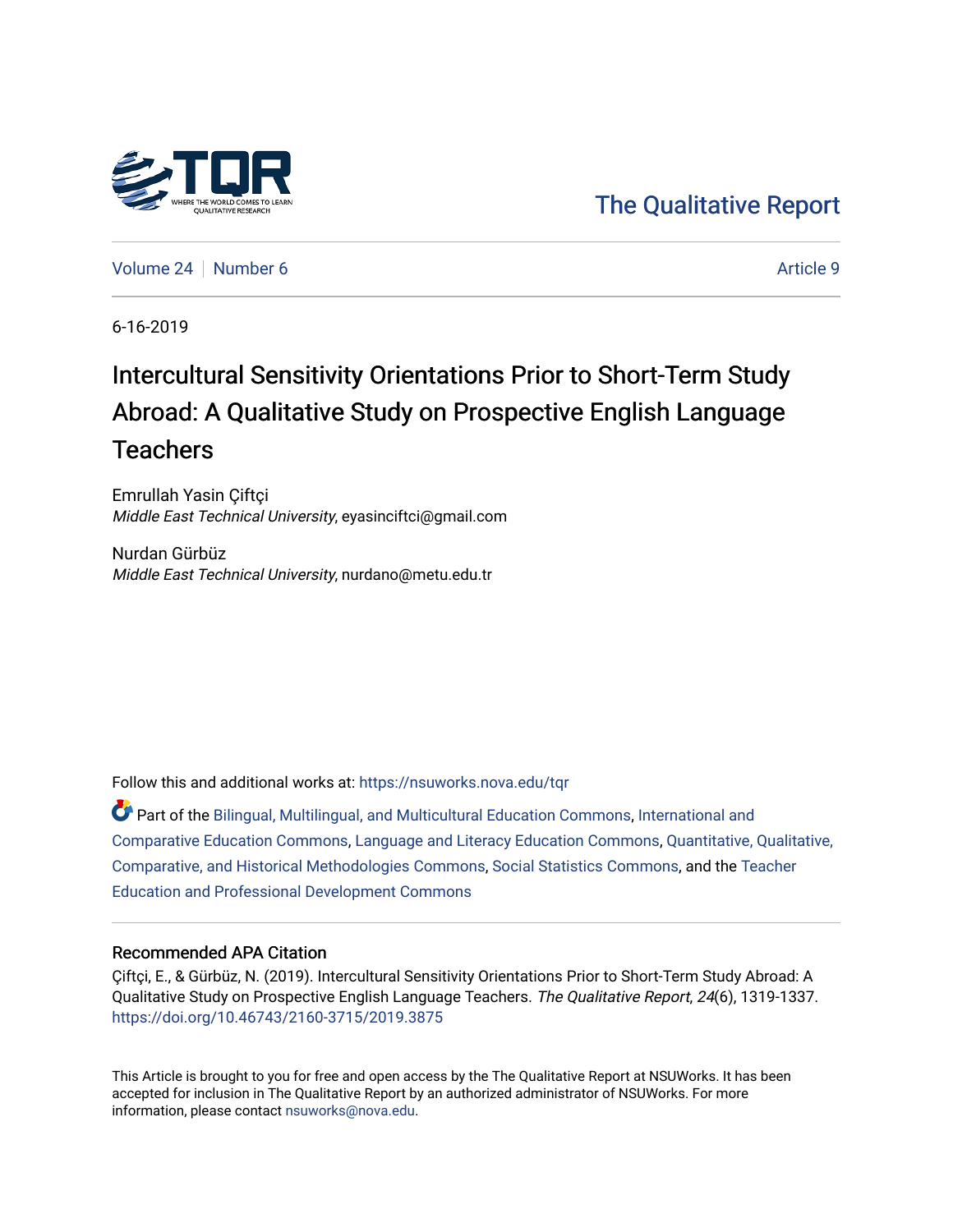The Qualitative Report

Volume 24 | Number 6 | Article 9

6-16-2019

# Intercultural Sensitivity Orientations Prior to Short-Term Study Abroad: A Qualitative Study on Prospective English Language Teachers

Emrullah Yasin Çiftçi
*Middle East Technical University*, eyasinciftci@gmail.com

Nurdan Gürbüz
*Middle East Technical University*, nurdano@metu.edu.tr

Follow this and additional works at: https://nsuworks.nova.edu/tqr

Part of the Bilingual, Multilingual, and Multicultural Education Commons, International and Comparative Education Commons, Language and Literacy Education Commons, Quantitative, Qualitative, Comparative, and Historical Methodologies Commons, Social Statistics Commons, and the Teacher Education and Professional Development Commons

## Recommended APA Citation

Çiftçi, E., & Gürbüz, N. (2019). Intercultural Sensitivity Orientations Prior to Short-Term Study Abroad: A Qualitative Study on Prospective English Language Teachers. *The Qualitative Report*, *24*(6), 1319-1337. https://doi.org/10.46743/2160-3715/2019.3875

This Article is brought to you for free and open access by the The Qualitative Report at NSUWorks. It has been accepted for inclusion in The Qualitative Report by an authorized administrator of NSUWorks. For more information, please contact nsuworks@nova.edu.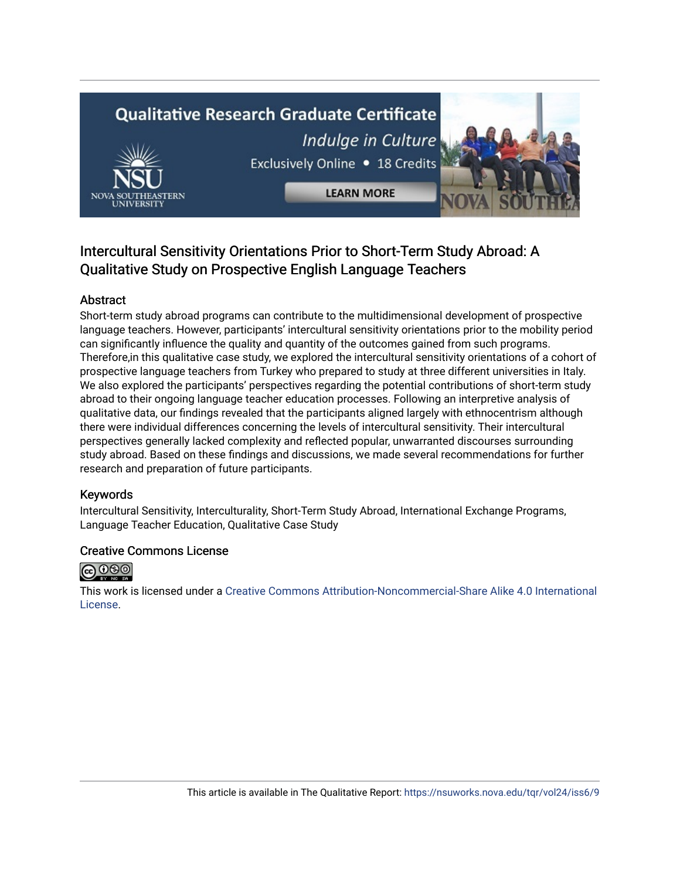# Intercultural Sensitivity Orientations Prior to Short-Term Study Abroad: A Qualitative Study on Prospective English Language Teachers

## Abstract

Short-term study abroad programs can contribute to the multidimensional development of prospective language teachers. However, participants' intercultural sensitivity orientations prior to the mobility period can significantly influence the quality and quantity of the outcomes gained from such programs. Therefore,in this qualitative case study, we explored the intercultural sensitivity orientations of a cohort of prospective language teachers from Turkey who prepared to study at three different universities in Italy. We also explored the participants' perspectives regarding the potential contributions of short-term study abroad to their ongoing language teacher education processes. Following an interpretive analysis of qualitative data, our findings revealed that the participants aligned largely with ethnocentrism although there were individual differences concerning the levels of intercultural sensitivity. Their intercultural perspectives generally lacked complexity and reflected popular, unwarranted discourses surrounding study abroad. Based on these findings and discussions, we made several recommendations for further research and preparation of future participants.

## Keywords

Intercultural Sensitivity, Interculturality, Short-Term Study Abroad, International Exchange Programs, Language Teacher Education, Qualitative Case Study

## Creative Commons License

This work is licensed under a Creative Commons Attribution-Noncommercial-Share Alike 4.0 International License.

This article is available in The Qualitative Report: https://nsuworks.nova.edu/tqr/vol24/iss6/9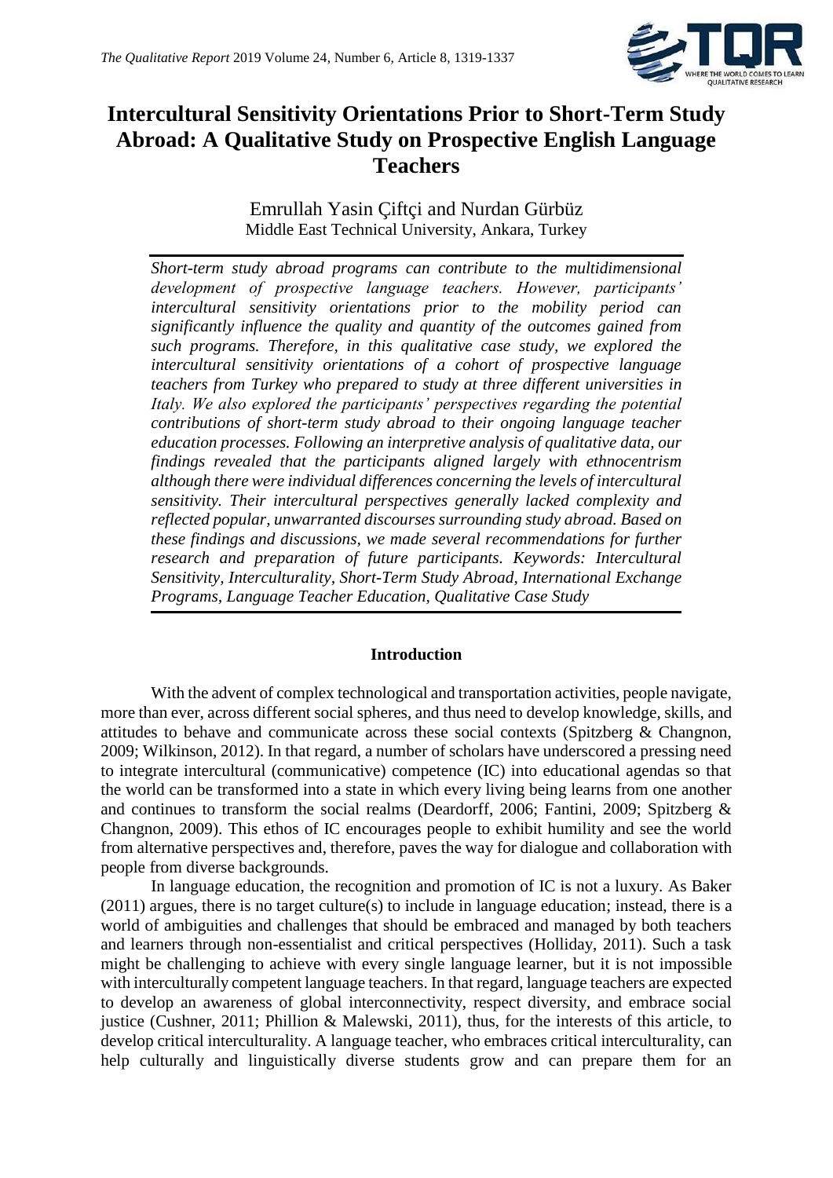# Intercultural Sensitivity Orientations Prior to Short-Term Study Abroad: A Qualitative Study on Prospective English Language Teachers

Emrullah Yasin Çiftçi and Nurdan Gürbüz
Middle East Technical University, Ankara, Turkey

*Short-term study abroad programs can contribute to the multidimensional development of prospective language teachers. However, participants' intercultural sensitivity orientations prior to the mobility period can significantly influence the quality and quantity of the outcomes gained from such programs. Therefore, in this qualitative case study, we explored the intercultural sensitivity orientations of a cohort of prospective language teachers from Turkey who prepared to study at three different universities in Italy. We also explored the participants' perspectives regarding the potential contributions of short-term study abroad to their ongoing language teacher education processes. Following an interpretive analysis of qualitative data, our findings revealed that the participants aligned largely with ethnocentrism although there were individual differences concerning the levels of intercultural sensitivity. Their intercultural perspectives generally lacked complexity and reflected popular, unwarranted discourses surrounding study abroad. Based on these findings and discussions, we made several recommendations for further research and preparation of future participants. Keywords: Intercultural Sensitivity, Interculturality, Short-Term Study Abroad, International Exchange Programs, Language Teacher Education, Qualitative Case Study*

## Introduction

With the advent of complex technological and transportation activities, people navigate, more than ever, across different social spheres, and thus need to develop knowledge, skills, and attitudes to behave and communicate across these social contexts (Spitzberg & Changnon, 2009; Wilkinson, 2012). In that regard, a number of scholars have underscored a pressing need to integrate intercultural (communicative) competence (IC) into educational agendas so that the world can be transformed into a state in which every living being learns from one another and continues to transform the social realms (Deardorff, 2006; Fantini, 2009; Spitzberg & Changnon, 2009). This ethos of IC encourages people to exhibit humility and see the world from alternative perspectives and, therefore, paves the way for dialogue and collaboration with people from diverse backgrounds.

In language education, the recognition and promotion of IC is not a luxury. As Baker (2011) argues, there is no target culture(s) to include in language education; instead, there is a world of ambiguities and challenges that should be embraced and managed by both teachers and learners through non-essentialist and critical perspectives (Holliday, 2011). Such a task might be challenging to achieve with every single language learner, but it is not impossible with interculturally competent language teachers. In that regard, language teachers are expected to develop an awareness of global interconnectivity, respect diversity, and embrace social justice (Cushner, 2011; Phillion & Malewski, 2011), thus, for the interests of this article, to develop critical interculturality. A language teacher, who embraces critical interculturality, can help culturally and linguistically diverse students grow and can prepare them for an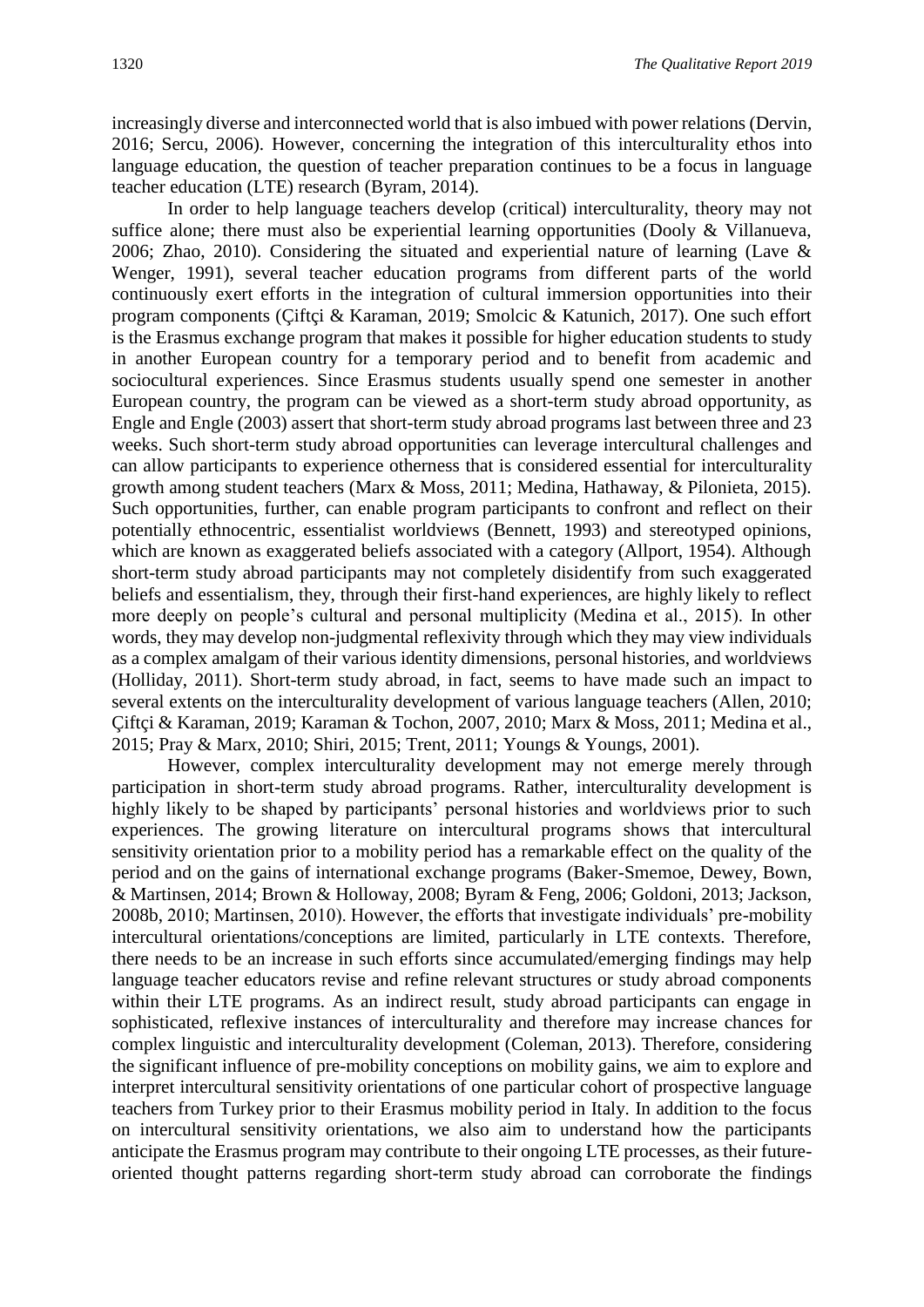increasingly diverse and interconnected world that is also imbued with power relations (Dervin, 2016; Sercu, 2006). However, concerning the integration of this interculturality ethos into language education, the question of teacher preparation continues to be a focus in language teacher education (LTE) research (Byram, 2014).

In order to help language teachers develop (critical) interculturality, theory may not suffice alone; there must also be experiential learning opportunities (Dooly & Villanueva, 2006; Zhao, 2010). Considering the situated and experiential nature of learning (Lave & Wenger, 1991), several teacher education programs from different parts of the world continuously exert efforts in the integration of cultural immersion opportunities into their program components (Çiftçi & Karaman, 2019; Smolcic & Katunich, 2017). One such effort is the Erasmus exchange program that makes it possible for higher education students to study in another European country for a temporary period and to benefit from academic and sociocultural experiences. Since Erasmus students usually spend one semester in another European country, the program can be viewed as a short-term study abroad opportunity, as Engle and Engle (2003) assert that short-term study abroad programs last between three and 23 weeks. Such short-term study abroad opportunities can leverage intercultural challenges and can allow participants to experience otherness that is considered essential for interculturality growth among student teachers (Marx & Moss, 2011; Medina, Hathaway, & Pilonieta, 2015). Such opportunities, further, can enable program participants to confront and reflect on their potentially ethnocentric, essentialist worldviews (Bennett, 1993) and stereotyped opinions, which are known as exaggerated beliefs associated with a category (Allport, 1954). Although short-term study abroad participants may not completely disidentify from such exaggerated beliefs and essentialism, they, through their first-hand experiences, are highly likely to reflect more deeply on people's cultural and personal multiplicity (Medina et al., 2015). In other words, they may develop non-judgmental reflexivity through which they may view individuals as a complex amalgam of their various identity dimensions, personal histories, and worldviews (Holliday, 2011). Short-term study abroad, in fact, seems to have made such an impact to several extents on the interculturality development of various language teachers (Allen, 2010; Çiftçi & Karaman, 2019; Karaman & Tochon, 2007, 2010; Marx & Moss, 2011; Medina et al., 2015; Pray & Marx, 2010; Shiri, 2015; Trent, 2011; Youngs & Youngs, 2001).

However, complex interculturality development may not emerge merely through participation in short-term study abroad programs. Rather, interculturality development is highly likely to be shaped by participants' personal histories and worldviews prior to such experiences. The growing literature on intercultural programs shows that intercultural sensitivity orientation prior to a mobility period has a remarkable effect on the quality of the period and on the gains of international exchange programs (Baker-Smemoe, Dewey, Bown, & Martinsen, 2014; Brown & Holloway, 2008; Byram & Feng, 2006; Goldoni, 2013; Jackson, 2008b, 2010; Martinsen, 2010). However, the efforts that investigate individuals' pre-mobility intercultural orientations/conceptions are limited, particularly in LTE contexts. Therefore, there needs to be an increase in such efforts since accumulated/emerging findings may help language teacher educators revise and refine relevant structures or study abroad components within their LTE programs. As an indirect result, study abroad participants can engage in sophisticated, reflexive instances of interculturality and therefore may increase chances for complex linguistic and interculturality development (Coleman, 2013). Therefore, considering the significant influence of pre-mobility conceptions on mobility gains, we aim to explore and interpret intercultural sensitivity orientations of one particular cohort of prospective language teachers from Turkey prior to their Erasmus mobility period in Italy. In addition to the focus on intercultural sensitivity orientations, we also aim to understand how the participants anticipate the Erasmus program may contribute to their ongoing LTE processes, as their future-oriented thought patterns regarding short-term study abroad can corroborate the findings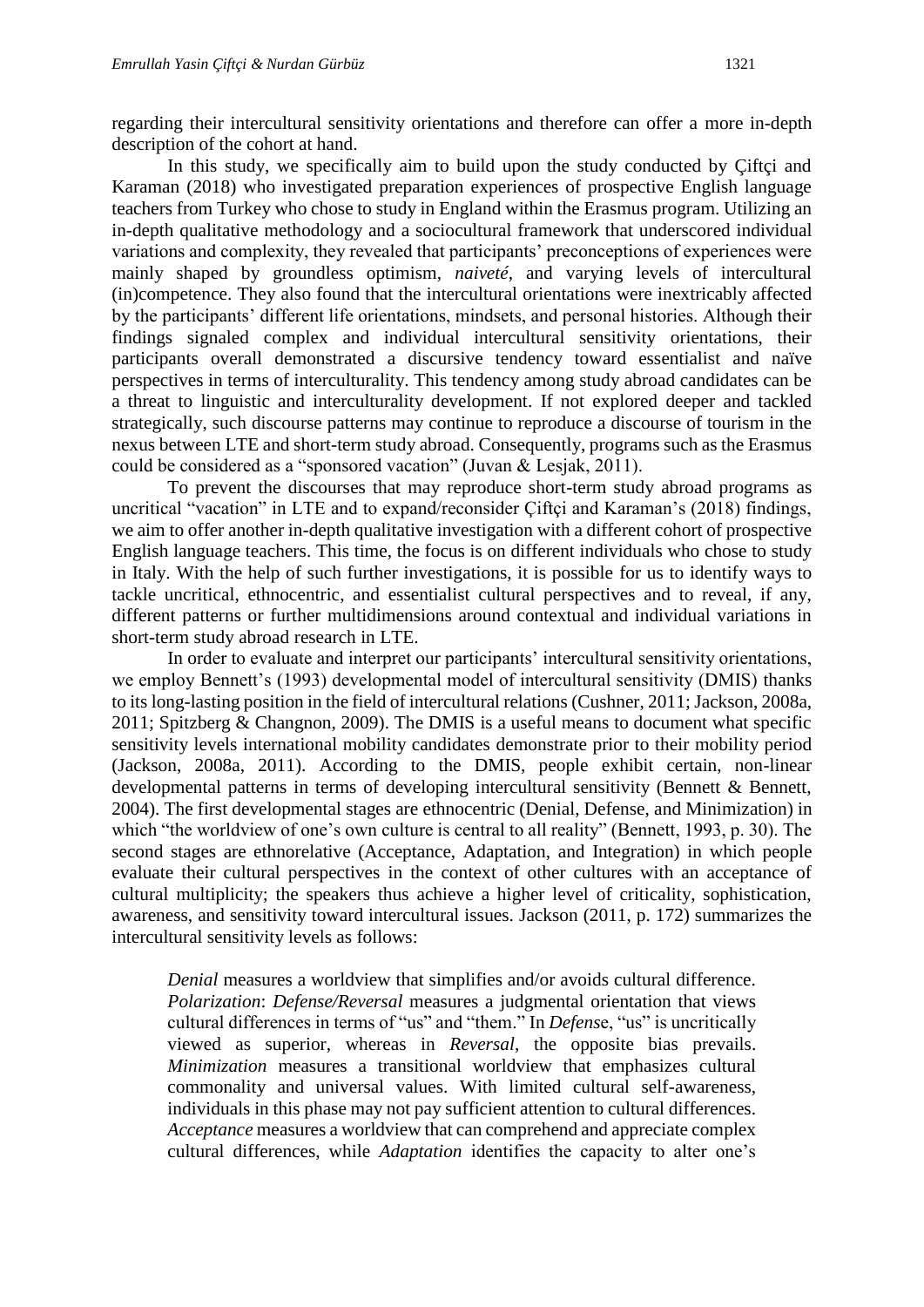regarding their intercultural sensitivity orientations and therefore can offer a more in-depth description of the cohort at hand.

In this study, we specifically aim to build upon the study conducted by Çiftçi and Karaman (2018) who investigated preparation experiences of prospective English language teachers from Turkey who chose to study in England within the Erasmus program. Utilizing an in-depth qualitative methodology and a sociocultural framework that underscored individual variations and complexity, they revealed that participants' preconceptions of experiences were mainly shaped by groundless optimism, *naiveté*, and varying levels of intercultural (in)competence. They also found that the intercultural orientations were inextricably affected by the participants' different life orientations, mindsets, and personal histories. Although their findings signaled complex and individual intercultural sensitivity orientations, their participants overall demonstrated a discursive tendency toward essentialist and naïve perspectives in terms of interculturality. This tendency among study abroad candidates can be a threat to linguistic and interculturality development. If not explored deeper and tackled strategically, such discourse patterns may continue to reproduce a discourse of tourism in the nexus between LTE and short-term study abroad. Consequently, programs such as the Erasmus could be considered as a "sponsored vacation" (Juvan & Lesjak, 2011).

To prevent the discourses that may reproduce short-term study abroad programs as uncritical "vacation" in LTE and to expand/reconsider Çiftçi and Karaman's (2018) findings, we aim to offer another in-depth qualitative investigation with a different cohort of prospective English language teachers. This time, the focus is on different individuals who chose to study in Italy. With the help of such further investigations, it is possible for us to identify ways to tackle uncritical, ethnocentric, and essentialist cultural perspectives and to reveal, if any, different patterns or further multidimensions around contextual and individual variations in short-term study abroad research in LTE.

In order to evaluate and interpret our participants' intercultural sensitivity orientations, we employ Bennett's (1993) developmental model of intercultural sensitivity (DMIS) thanks to its long-lasting position in the field of intercultural relations (Cushner, 2011; Jackson, 2008a, 2011; Spitzberg & Changnon, 2009). The DMIS is a useful means to document what specific sensitivity levels international mobility candidates demonstrate prior to their mobility period (Jackson, 2008a, 2011). According to the DMIS, people exhibit certain, non-linear developmental patterns in terms of developing intercultural sensitivity (Bennett & Bennett, 2004). The first developmental stages are ethnocentric (Denial, Defense, and Minimization) in which "the worldview of one's own culture is central to all reality" (Bennett, 1993, p. 30). The second stages are ethnorelative (Acceptance, Adaptation, and Integration) in which people evaluate their cultural perspectives in the context of other cultures with an acceptance of cultural multiplicity; the speakers thus achieve a higher level of criticality, sophistication, awareness, and sensitivity toward intercultural issues. Jackson (2011, p. 172) summarizes the intercultural sensitivity levels as follows:

> *Denial* measures a worldview that simplifies and/or avoids cultural difference. *Polarization*: *Defense/Reversal* measures a judgmental orientation that views cultural differences in terms of "us" and "them." In *Defens*e, "us" is uncritically viewed as superior, whereas in *Reversal*, the opposite bias prevails. *Minimization* measures a transitional worldview that emphasizes cultural commonality and universal values. With limited cultural self-awareness, individuals in this phase may not pay sufficient attention to cultural differences. *Acceptance* measures a worldview that can comprehend and appreciate complex cultural differences, while *Adaptation* identifies the capacity to alter one's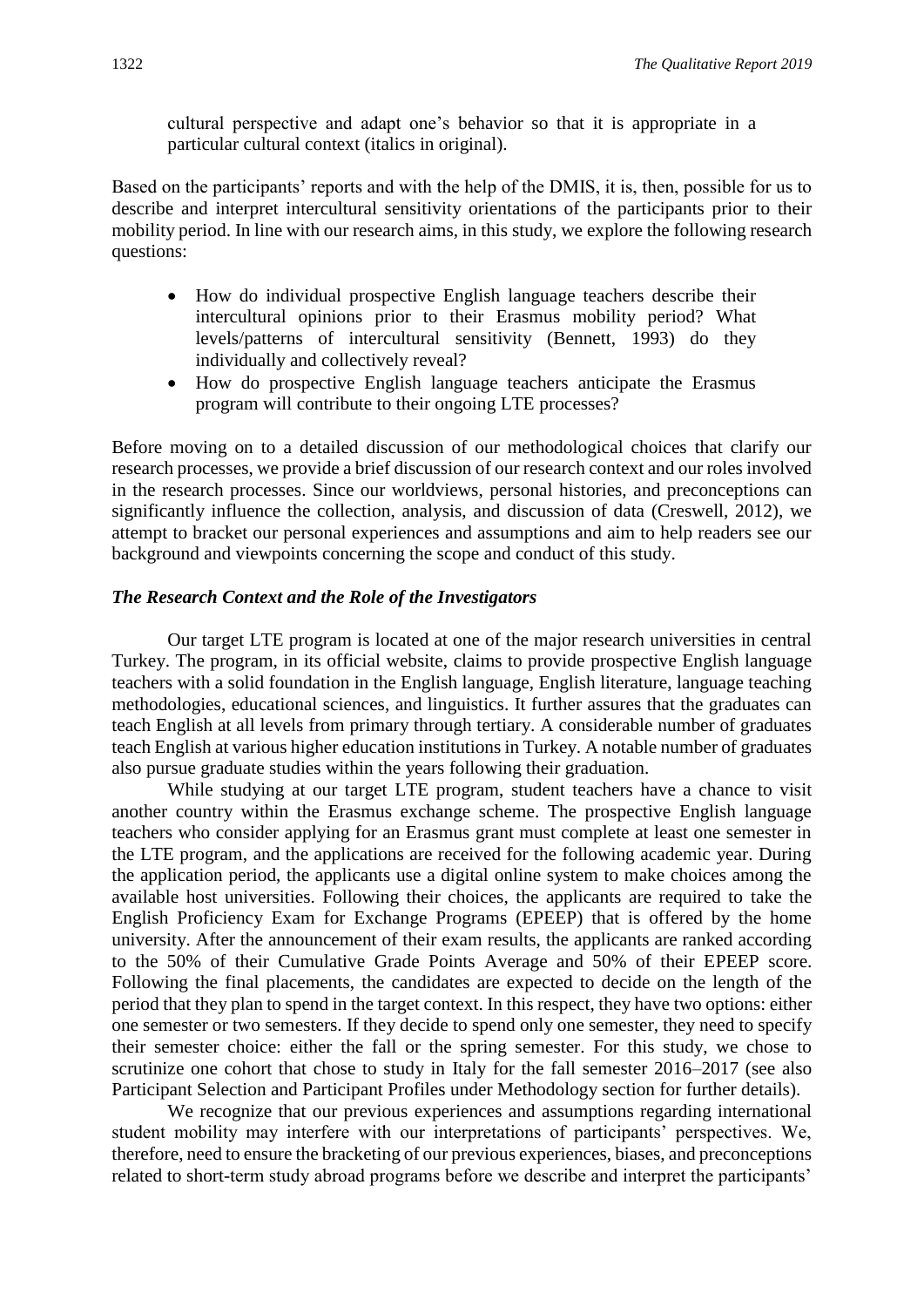> cultural perspective and adapt one's behavior so that it is appropriate in a particular cultural context (italics in original).

Based on the participants' reports and with the help of the DMIS, it is, then, possible for us to describe and interpret intercultural sensitivity orientations of the participants prior to their mobility period. In line with our research aims, in this study, we explore the following research questions:

- How do individual prospective English language teachers describe their intercultural opinions prior to their Erasmus mobility period? What levels/patterns of intercultural sensitivity (Bennett, 1993) do they individually and collectively reveal?
- How do prospective English language teachers anticipate the Erasmus program will contribute to their ongoing LTE processes?

Before moving on to a detailed discussion of our methodological choices that clarify our research processes, we provide a brief discussion of our research context and our roles involved in the research processes. Since our worldviews, personal histories, and preconceptions can significantly influence the collection, analysis, and discussion of data (Creswell, 2012), we attempt to bracket our personal experiences and assumptions and aim to help readers see our background and viewpoints concerning the scope and conduct of this study.

### *The Research Context and the Role of the Investigators*

Our target LTE program is located at one of the major research universities in central Turkey. The program, in its official website, claims to provide prospective English language teachers with a solid foundation in the English language, English literature, language teaching methodologies, educational sciences, and linguistics. It further assures that the graduates can teach English at all levels from primary through tertiary. A considerable number of graduates teach English at various higher education institutions in Turkey. A notable number of graduates also pursue graduate studies within the years following their graduation.

While studying at our target LTE program, student teachers have a chance to visit another country within the Erasmus exchange scheme. The prospective English language teachers who consider applying for an Erasmus grant must complete at least one semester in the LTE program, and the applications are received for the following academic year. During the application period, the applicants use a digital online system to make choices among the available host universities. Following their choices, the applicants are required to take the English Proficiency Exam for Exchange Programs (EPEEP) that is offered by the home university. After the announcement of their exam results, the applicants are ranked according to the 50% of their Cumulative Grade Points Average and 50% of their EPEEP score. Following the final placements, the candidates are expected to decide on the length of the period that they plan to spend in the target context. In this respect, they have two options: either one semester or two semesters. If they decide to spend only one semester, they need to specify their semester choice: either the fall or the spring semester. For this study, we chose to scrutinize one cohort that chose to study in Italy for the fall semester 2016–2017 (see also Participant Selection and Participant Profiles under Methodology section for further details).

We recognize that our previous experiences and assumptions regarding international student mobility may interfere with our interpretations of participants' perspectives. We, therefore, need to ensure the bracketing of our previous experiences, biases, and preconceptions related to short-term study abroad programs before we describe and interpret the participants'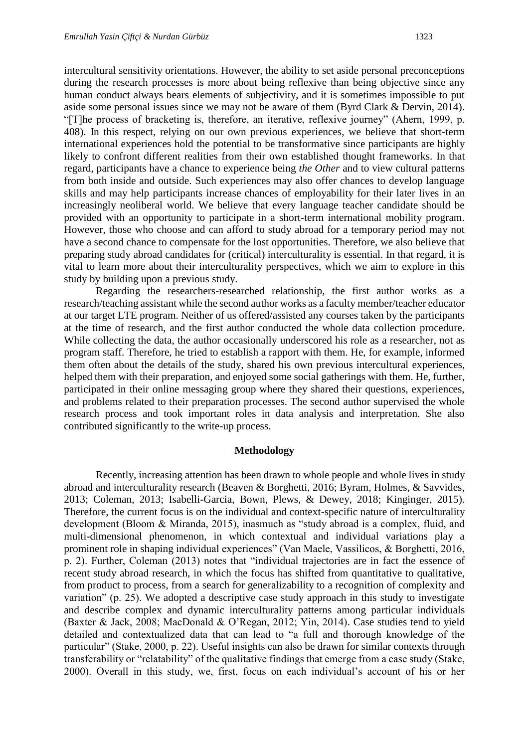intercultural sensitivity orientations. However, the ability to set aside personal preconceptions during the research processes is more about being reflexive than being objective since any human conduct always bears elements of subjectivity, and it is sometimes impossible to put aside some personal issues since we may not be aware of them (Byrd Clark & Dervin, 2014). "[T]he process of bracketing is, therefore, an iterative, reflexive journey" (Ahern, 1999, p. 408). In this respect, relying on our own previous experiences, we believe that short-term international experiences hold the potential to be transformative since participants are highly likely to confront different realities from their own established thought frameworks. In that regard, participants have a chance to experience being *the Other* and to view cultural patterns from both inside and outside. Such experiences may also offer chances to develop language skills and may help participants increase chances of employability for their later lives in an increasingly neoliberal world. We believe that every language teacher candidate should be provided with an opportunity to participate in a short-term international mobility program. However, those who choose and can afford to study abroad for a temporary period may not have a second chance to compensate for the lost opportunities. Therefore, we also believe that preparing study abroad candidates for (critical) interculturality is essential. In that regard, it is vital to learn more about their interculturality perspectives, which we aim to explore in this study by building upon a previous study.

Regarding the researchers-researched relationship, the first author works as a research/teaching assistant while the second author works as a faculty member/teacher educator at our target LTE program. Neither of us offered/assisted any courses taken by the participants at the time of research, and the first author conducted the whole data collection procedure. While collecting the data, the author occasionally underscored his role as a researcher, not as program staff. Therefore, he tried to establish a rapport with them. He, for example, informed them often about the details of the study, shared his own previous intercultural experiences, helped them with their preparation, and enjoyed some social gatherings with them. He, further, participated in their online messaging group where they shared their questions, experiences, and problems related to their preparation processes. The second author supervised the whole research process and took important roles in data analysis and interpretation. She also contributed significantly to the write-up process.

## Methodology

Recently, increasing attention has been drawn to whole people and whole lives in study abroad and interculturality research (Beaven & Borghetti, 2016; Byram, Holmes, & Savvides, 2013; Coleman, 2013; Isabelli-Garcia, Bown, Plews, & Dewey, 2018; Kinginger, 2015). Therefore, the current focus is on the individual and context-specific nature of interculturality development (Bloom & Miranda, 2015), inasmuch as "study abroad is a complex, fluid, and multi-dimensional phenomenon, in which contextual and individual variations play a prominent role in shaping individual experiences" (Van Maele, Vassilicos, & Borghetti, 2016, p. 2). Further, Coleman (2013) notes that "individual trajectories are in fact the essence of recent study abroad research, in which the focus has shifted from quantitative to qualitative, from product to process, from a search for generalizability to a recognition of complexity and variation" (p. 25). We adopted a descriptive case study approach in this study to investigate and describe complex and dynamic interculturality patterns among particular individuals (Baxter & Jack, 2008; MacDonald & O'Regan, 2012; Yin, 2014). Case studies tend to yield detailed and contextualized data that can lead to "a full and thorough knowledge of the particular" (Stake, 2000, p. 22). Useful insights can also be drawn for similar contexts through transferability or "relatability" of the qualitative findings that emerge from a case study (Stake, 2000). Overall in this study, we, first, focus on each individual's account of his or her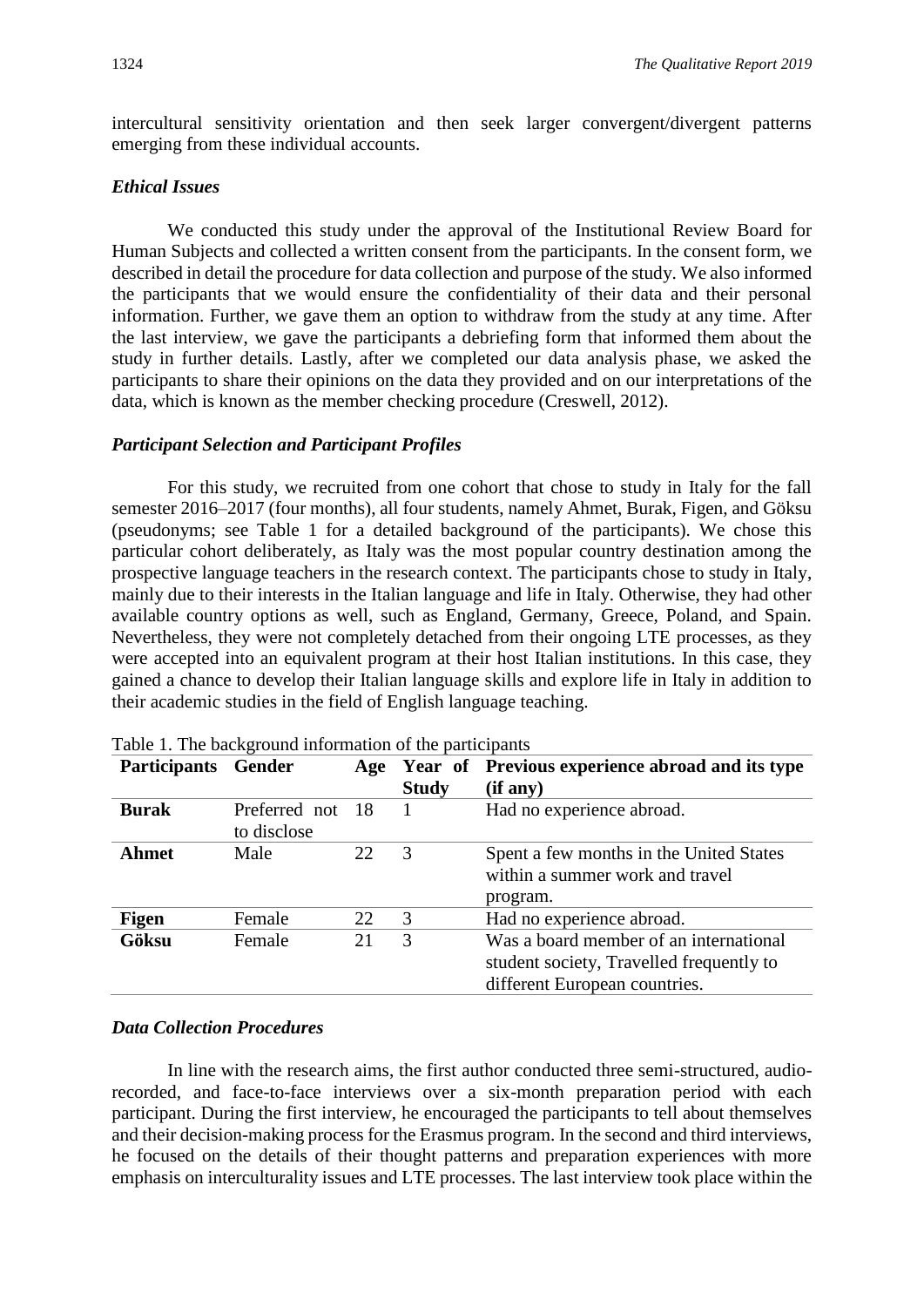intercultural sensitivity orientation and then seek larger convergent/divergent patterns emerging from these individual accounts.

### *Ethical Issues*

We conducted this study under the approval of the Institutional Review Board for Human Subjects and collected a written consent from the participants. In the consent form, we described in detail the procedure for data collection and purpose of the study. We also informed the participants that we would ensure the confidentiality of their data and their personal information. Further, we gave them an option to withdraw from the study at any time. After the last interview, we gave the participants a debriefing form that informed them about the study in further details. Lastly, after we completed our data analysis phase, we asked the participants to share their opinions on the data they provided and on our interpretations of the data, which is known as the member checking procedure (Creswell, 2012).

### *Participant Selection and Participant Profiles*

For this study, we recruited from one cohort that chose to study in Italy for the fall semester 2016–2017 (four months), all four students, namely Ahmet, Burak, Figen, and Göksu (pseudonyms; see Table 1 for a detailed background of the participants). We chose this particular cohort deliberately, as Italy was the most popular country destination among the prospective language teachers in the research context. The participants chose to study in Italy, mainly due to their interests in the Italian language and life in Italy. Otherwise, they had other available country options as well, such as England, Germany, Greece, Poland, and Spain. Nevertheless, they were not completely detached from their ongoing LTE processes, as they were accepted into an equivalent program at their host Italian institutions. In this case, they gained a chance to develop their Italian language skills and explore life in Italy in addition to their academic studies in the field of English language teaching.

Table 1. The background information of the participants

| Participants | Gender | Age | Year of Study | Previous experience abroad and its type (if any) |
|---|---|---|---|---|
| **Burak** | Preferred not to disclose | 18 | 1 | Had no experience abroad. |
| **Ahmet** | Male | 22 | 3 | Spent a few months in the United States within a summer work and travel program. |
| **Figen** | Female | 22 | 3 | Had no experience abroad. |
| **Göksu** | Female | 21 | 3 | Was a board member of an international student society, Travelled frequently to different European countries. |

### *Data Collection Procedures*

In line with the research aims, the first author conducted three semi-structured, audio-recorded, and face-to-face interviews over a six-month preparation period with each participant. During the first interview, he encouraged the participants to tell about themselves and their decision-making process for the Erasmus program. In the second and third interviews, he focused on the details of their thought patterns and preparation experiences with more emphasis on interculturality issues and LTE processes. The last interview took place within the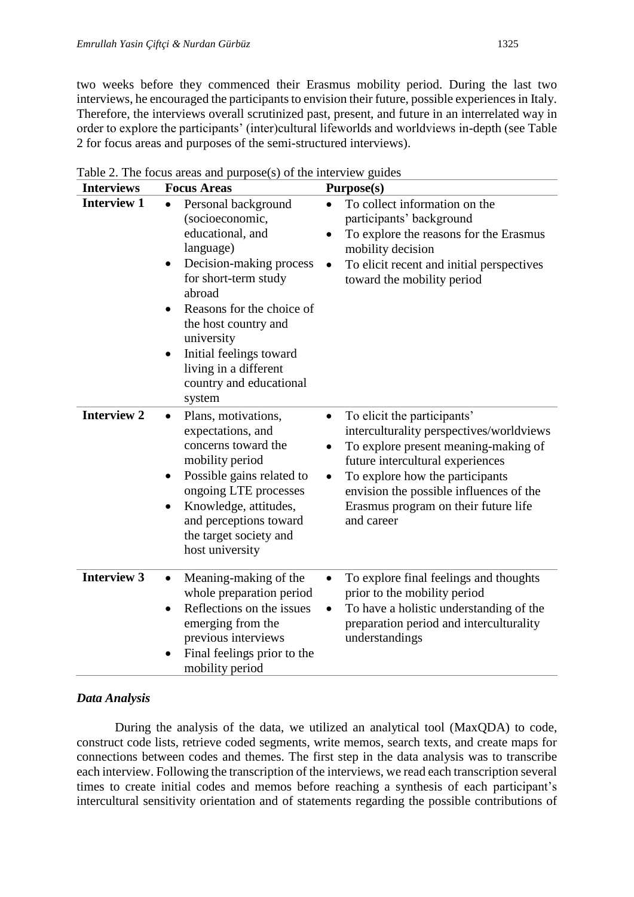two weeks before they commenced their Erasmus mobility period. During the last two interviews, he encouraged the participants to envision their future, possible experiences in Italy. Therefore, the interviews overall scrutinized past, present, and future in an interrelated way in order to explore the participants' (inter)cultural lifeworlds and worldviews in-depth (see Table 2 for focus areas and purposes of the semi-structured interviews).

Table 2. The focus areas and purpose(s) of the interview guides

| Interviews | Focus Areas | Purpose(s) |
|---|---|---|
| **Interview 1** | • Personal background (socioeconomic, educational, and language)<br>• Decision-making process for short-term study abroad<br>• Reasons for the choice of the host country and university<br>• Initial feelings toward living in a different country and educational system | • To collect information on the participants' background<br>• To explore the reasons for the Erasmus mobility decision<br>• To elicit recent and initial perspectives toward the mobility period |
| **Interview 2** | • Plans, motivations, expectations, and concerns toward the mobility period<br>• Possible gains related to ongoing LTE processes<br>• Knowledge, attitudes, and perceptions toward the target society and host university | • To elicit the participants' interculturality perspectives/worldviews<br>• To explore present meaning-making of future intercultural experiences<br>• To explore how the participants envision the possible influences of the Erasmus program on their future life and career |
| **Interview 3** | • Meaning-making of the whole preparation period<br>• Reflections on the issues emerging from the previous interviews<br>• Final feelings prior to the mobility period | • To explore final feelings and thoughts prior to the mobility period<br>• To have a holistic understanding of the preparation period and interculturality understandings |

### *Data Analysis*

During the analysis of the data, we utilized an analytical tool (MaxQDA) to code, construct code lists, retrieve coded segments, write memos, search texts, and create maps for connections between codes and themes. The first step in the data analysis was to transcribe each interview. Following the transcription of the interviews, we read each transcription several times to create initial codes and memos before reaching a synthesis of each participant's intercultural sensitivity orientation and of statements regarding the possible contributions of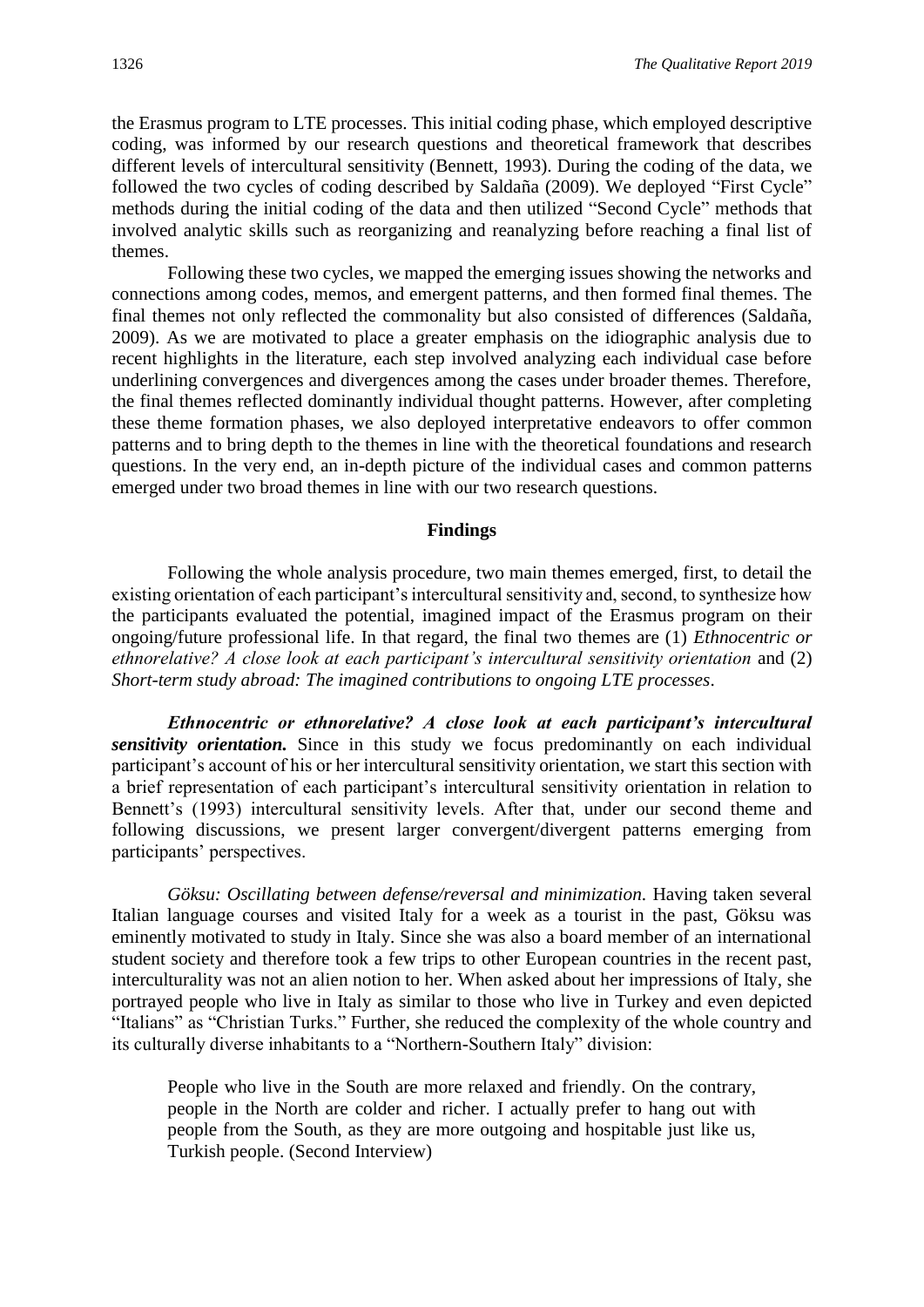the Erasmus program to LTE processes. This initial coding phase, which employed descriptive coding, was informed by our research questions and theoretical framework that describes different levels of intercultural sensitivity (Bennett, 1993). During the coding of the data, we followed the two cycles of coding described by Saldaña (2009). We deployed "First Cycle" methods during the initial coding of the data and then utilized "Second Cycle" methods that involved analytic skills such as reorganizing and reanalyzing before reaching a final list of themes.

Following these two cycles, we mapped the emerging issues showing the networks and connections among codes, memos, and emergent patterns, and then formed final themes. The final themes not only reflected the commonality but also consisted of differences (Saldaña, 2009). As we are motivated to place a greater emphasis on the idiographic analysis due to recent highlights in the literature, each step involved analyzing each individual case before underlining convergences and divergences among the cases under broader themes. Therefore, the final themes reflected dominantly individual thought patterns. However, after completing these theme formation phases, we also deployed interpretative endeavors to offer common patterns and to bring depth to the themes in line with the theoretical foundations and research questions. In the very end, an in-depth picture of the individual cases and common patterns emerged under two broad themes in line with our two research questions.

## Findings

Following the whole analysis procedure, two main themes emerged, first, to detail the existing orientation of each participant's intercultural sensitivity and, second, to synthesize how the participants evaluated the potential, imagined impact of the Erasmus program on their ongoing/future professional life. In that regard, the final two themes are (1) *Ethnocentric or ethnorelative? A close look at each participant's intercultural sensitivity orientation* and (2) *Short-term study abroad: The imagined contributions to ongoing LTE processes*.

***Ethnocentric or ethnorelative? A close look at each participant's intercultural sensitivity orientation.*** Since in this study we focus predominantly on each individual participant's account of his or her intercultural sensitivity orientation, we start this section with a brief representation of each participant's intercultural sensitivity orientation in relation to Bennett's (1993) intercultural sensitivity levels. After that, under our second theme and following discussions, we present larger convergent/divergent patterns emerging from participants' perspectives.

*Göksu: Oscillating between defense/reversal and minimization.* Having taken several Italian language courses and visited Italy for a week as a tourist in the past, Göksu was eminently motivated to study in Italy. Since she was also a board member of an international student society and therefore took a few trips to other European countries in the recent past, interculturality was not an alien notion to her. When asked about her impressions of Italy, she portrayed people who live in Italy as similar to those who live in Turkey and even depicted "Italians" as "Christian Turks." Further, she reduced the complexity of the whole country and its culturally diverse inhabitants to a "Northern-Southern Italy" division:

> People who live in the South are more relaxed and friendly. On the contrary, people in the North are colder and richer. I actually prefer to hang out with people from the South, as they are more outgoing and hospitable just like us, Turkish people. (Second Interview)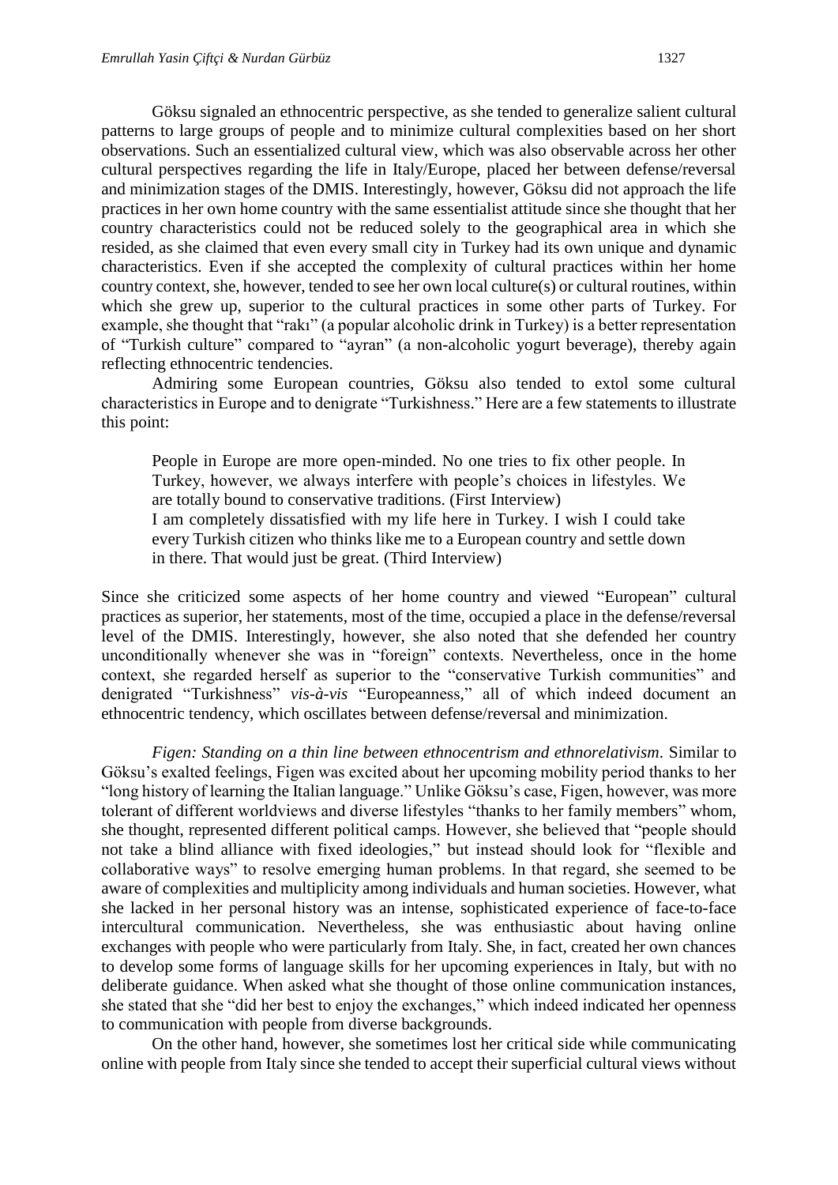Göksu signaled an ethnocentric perspective, as she tended to generalize salient cultural patterns to large groups of people and to minimize cultural complexities based on her short observations. Such an essentialized cultural view, which was also observable across her other cultural perspectives regarding the life in Italy/Europe, placed her between defense/reversal and minimization stages of the DMIS. Interestingly, however, Göksu did not approach the life practices in her own home country with the same essentialist attitude since she thought that her country characteristics could not be reduced solely to the geographical area in which she resided, as she claimed that even every small city in Turkey had its own unique and dynamic characteristics. Even if she accepted the complexity of cultural practices within her home country context, she, however, tended to see her own local culture(s) or cultural routines, within which she grew up, superior to the cultural practices in some other parts of Turkey. For example, she thought that "rakı" (a popular alcoholic drink in Turkey) is a better representation of "Turkish culture" compared to "ayran" (a non-alcoholic yogurt beverage), thereby again reflecting ethnocentric tendencies.

Admiring some European countries, Göksu also tended to extol some cultural characteristics in Europe and to denigrate "Turkishness." Here are a few statements to illustrate this point:

> People in Europe are more open-minded. No one tries to fix other people. In Turkey, however, we always interfere with people's choices in lifestyles. We are totally bound to conservative traditions. (First Interview)
>
> I am completely dissatisfied with my life here in Turkey. I wish I could take every Turkish citizen who thinks like me to a European country and settle down in there. That would just be great. (Third Interview)

Since she criticized some aspects of her home country and viewed "European" cultural practices as superior, her statements, most of the time, occupied a place in the defense/reversal level of the DMIS. Interestingly, however, she also noted that she defended her country unconditionally whenever she was in "foreign" contexts. Nevertheless, once in the home context, she regarded herself as superior to the "conservative Turkish communities" and denigrated "Turkishness" *vis-à-vis* "Europeanness," all of which indeed document an ethnocentric tendency, which oscillates between defense/reversal and minimization.

*Figen: Standing on a thin line between ethnocentrism and ethnorelativism*. Similar to Göksu's exalted feelings, Figen was excited about her upcoming mobility period thanks to her "long history of learning the Italian language." Unlike Göksu's case, Figen, however, was more tolerant of different worldviews and diverse lifestyles "thanks to her family members" whom, she thought, represented different political camps. However, she believed that "people should not take a blind alliance with fixed ideologies," but instead should look for "flexible and collaborative ways" to resolve emerging human problems. In that regard, she seemed to be aware of complexities and multiplicity among individuals and human societies. However, what she lacked in her personal history was an intense, sophisticated experience of face-to-face intercultural communication. Nevertheless, she was enthusiastic about having online exchanges with people who were particularly from Italy. She, in fact, created her own chances to develop some forms of language skills for her upcoming experiences in Italy, but with no deliberate guidance. When asked what she thought of those online communication instances, she stated that she "did her best to enjoy the exchanges," which indeed indicated her openness to communication with people from diverse backgrounds.

On the other hand, however, she sometimes lost her critical side while communicating online with people from Italy since she tended to accept their superficial cultural views without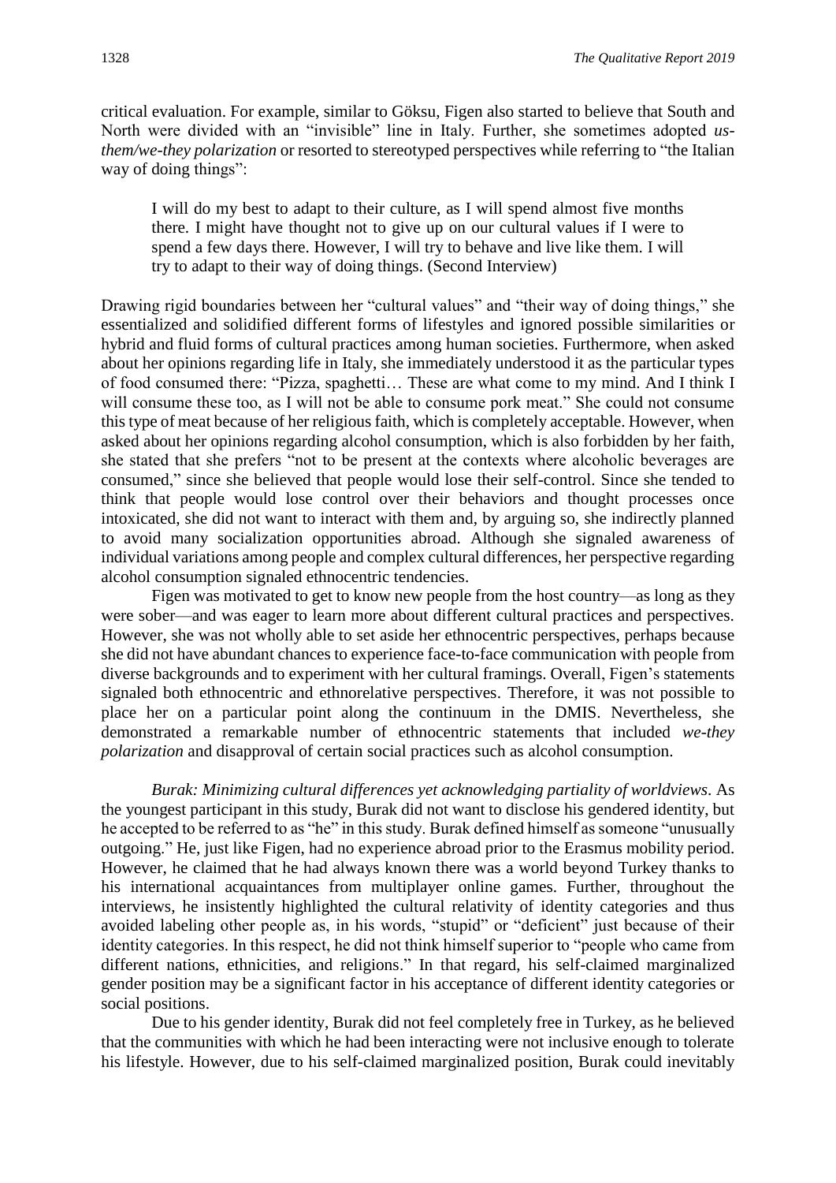critical evaluation. For example, similar to Göksu, Figen also started to believe that South and North were divided with an "invisible" line in Italy. Further, she sometimes adopted *us-them/we-they polarization* or resorted to stereotyped perspectives while referring to "the Italian way of doing things":

> I will do my best to adapt to their culture, as I will spend almost five months there. I might have thought not to give up on our cultural values if I were to spend a few days there. However, I will try to behave and live like them. I will try to adapt to their way of doing things. (Second Interview)

Drawing rigid boundaries between her "cultural values" and "their way of doing things," she essentialized and solidified different forms of lifestyles and ignored possible similarities or hybrid and fluid forms of cultural practices among human societies. Furthermore, when asked about her opinions regarding life in Italy, she immediately understood it as the particular types of food consumed there: "Pizza, spaghetti… These are what come to my mind. And I think I will consume these too, as I will not be able to consume pork meat." She could not consume this type of meat because of her religious faith, which is completely acceptable. However, when asked about her opinions regarding alcohol consumption, which is also forbidden by her faith, she stated that she prefers "not to be present at the contexts where alcoholic beverages are consumed," since she believed that people would lose their self-control. Since she tended to think that people would lose control over their behaviors and thought processes once intoxicated, she did not want to interact with them and, by arguing so, she indirectly planned to avoid many socialization opportunities abroad. Although she signaled awareness of individual variations among people and complex cultural differences, her perspective regarding alcohol consumption signaled ethnocentric tendencies.

Figen was motivated to get to know new people from the host country—as long as they were sober—and was eager to learn more about different cultural practices and perspectives. However, she was not wholly able to set aside her ethnocentric perspectives, perhaps because she did not have abundant chances to experience face-to-face communication with people from diverse backgrounds and to experiment with her cultural framings. Overall, Figen's statements signaled both ethnocentric and ethnorelative perspectives. Therefore, it was not possible to place her on a particular point along the continuum in the DMIS. Nevertheless, she demonstrated a remarkable number of ethnocentric statements that included *we-they polarization* and disapproval of certain social practices such as alcohol consumption.

*Burak: Minimizing cultural differences yet acknowledging partiality of worldviews*. As the youngest participant in this study, Burak did not want to disclose his gendered identity, but he accepted to be referred to as "he" in this study. Burak defined himself as someone "unusually outgoing." He, just like Figen, had no experience abroad prior to the Erasmus mobility period. However, he claimed that he had always known there was a world beyond Turkey thanks to his international acquaintances from multiplayer online games. Further, throughout the interviews, he insistently highlighted the cultural relativity of identity categories and thus avoided labeling other people as, in his words, "stupid" or "deficient" just because of their identity categories. In this respect, he did not think himself superior to "people who came from different nations, ethnicities, and religions." In that regard, his self-claimed marginalized gender position may be a significant factor in his acceptance of different identity categories or social positions.

Due to his gender identity, Burak did not feel completely free in Turkey, as he believed that the communities with which he had been interacting were not inclusive enough to tolerate his lifestyle. However, due to his self-claimed marginalized position, Burak could inevitably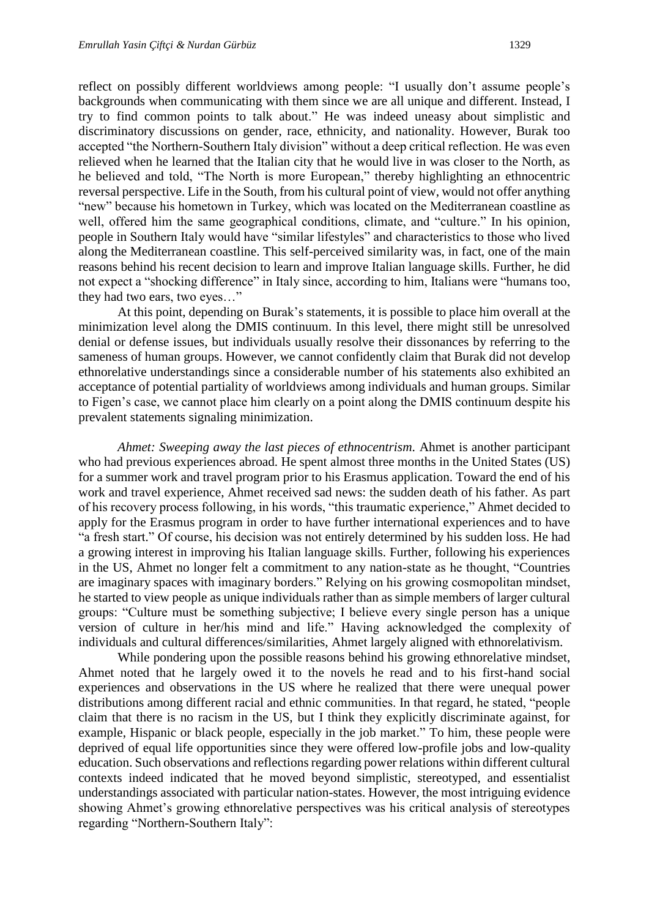reflect on possibly different worldviews among people: "I usually don't assume people's backgrounds when communicating with them since we are all unique and different. Instead, I try to find common points to talk about." He was indeed uneasy about simplistic and discriminatory discussions on gender, race, ethnicity, and nationality. However, Burak too accepted "the Northern-Southern Italy division" without a deep critical reflection. He was even relieved when he learned that the Italian city that he would live in was closer to the North, as he believed and told, "The North is more European," thereby highlighting an ethnocentric reversal perspective. Life in the South, from his cultural point of view, would not offer anything "new" because his hometown in Turkey, which was located on the Mediterranean coastline as well, offered him the same geographical conditions, climate, and "culture." In his opinion, people in Southern Italy would have "similar lifestyles" and characteristics to those who lived along the Mediterranean coastline. This self-perceived similarity was, in fact, one of the main reasons behind his recent decision to learn and improve Italian language skills. Further, he did not expect a "shocking difference" in Italy since, according to him, Italians were "humans too, they had two ears, two eyes…"

At this point, depending on Burak's statements, it is possible to place him overall at the minimization level along the DMIS continuum. In this level, there might still be unresolved denial or defense issues, but individuals usually resolve their dissonances by referring to the sameness of human groups. However, we cannot confidently claim that Burak did not develop ethnorelative understandings since a considerable number of his statements also exhibited an acceptance of potential partiality of worldviews among individuals and human groups. Similar to Figen's case, we cannot place him clearly on a point along the DMIS continuum despite his prevalent statements signaling minimization.

*Ahmet: Sweeping away the last pieces of ethnocentrism.* Ahmet is another participant who had previous experiences abroad. He spent almost three months in the United States (US) for a summer work and travel program prior to his Erasmus application. Toward the end of his work and travel experience, Ahmet received sad news: the sudden death of his father. As part of his recovery process following, in his words, "this traumatic experience," Ahmet decided to apply for the Erasmus program in order to have further international experiences and to have "a fresh start." Of course, his decision was not entirely determined by his sudden loss. He had a growing interest in improving his Italian language skills. Further, following his experiences in the US, Ahmet no longer felt a commitment to any nation-state as he thought, "Countries are imaginary spaces with imaginary borders." Relying on his growing cosmopolitan mindset, he started to view people as unique individuals rather than as simple members of larger cultural groups: "Culture must be something subjective; I believe every single person has a unique version of culture in her/his mind and life." Having acknowledged the complexity of individuals and cultural differences/similarities, Ahmet largely aligned with ethnorelativism.

While pondering upon the possible reasons behind his growing ethnorelative mindset, Ahmet noted that he largely owed it to the novels he read and to his first-hand social experiences and observations in the US where he realized that there were unequal power distributions among different racial and ethnic communities. In that regard, he stated, "people claim that there is no racism in the US, but I think they explicitly discriminate against, for example, Hispanic or black people, especially in the job market." To him, these people were deprived of equal life opportunities since they were offered low-profile jobs and low-quality education. Such observations and reflections regarding power relations within different cultural contexts indeed indicated that he moved beyond simplistic, stereotyped, and essentialist understandings associated with particular nation-states. However, the most intriguing evidence showing Ahmet's growing ethnorelative perspectives was his critical analysis of stereotypes regarding "Northern-Southern Italy":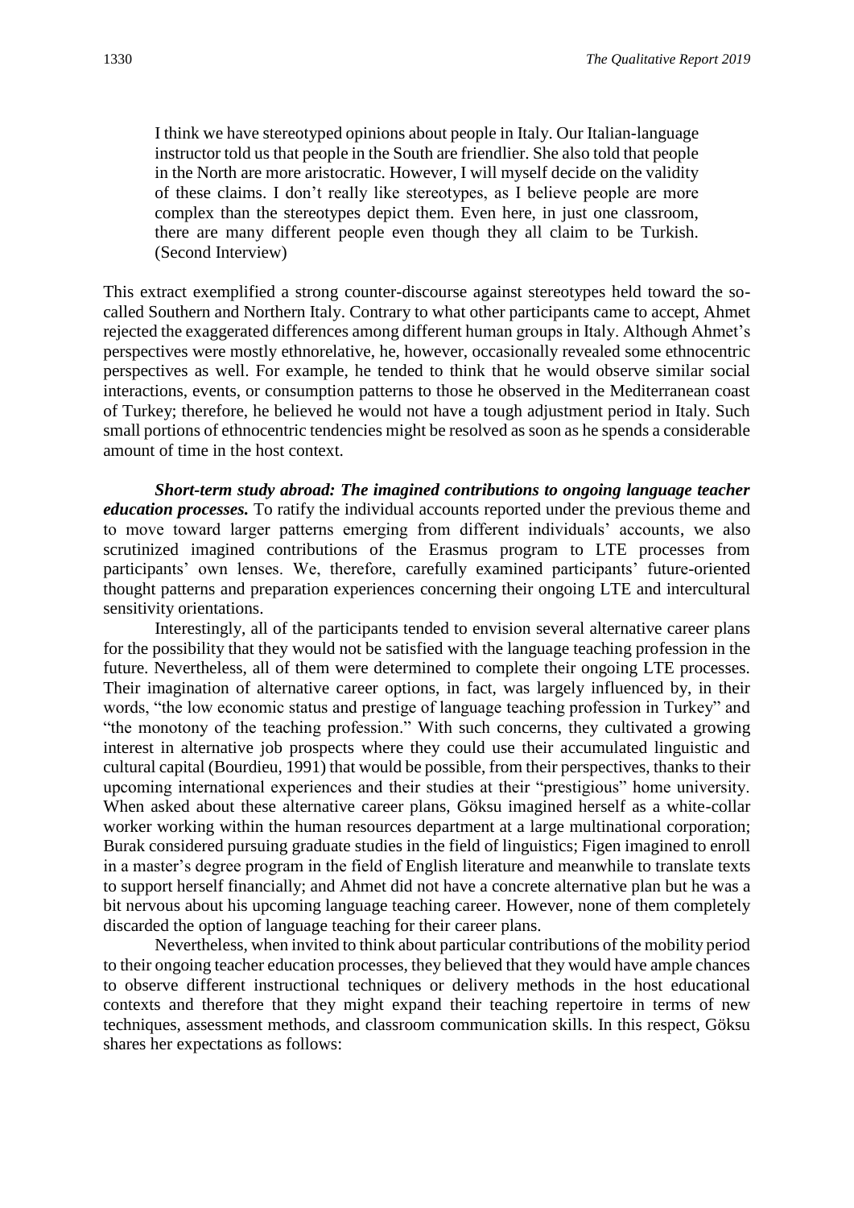> I think we have stereotyped opinions about people in Italy. Our Italian-language instructor told us that people in the South are friendlier. She also told that people in the North are more aristocratic. However, I will myself decide on the validity of these claims. I don't really like stereotypes, as I believe people are more complex than the stereotypes depict them. Even here, in just one classroom, there are many different people even though they all claim to be Turkish. (Second Interview)

This extract exemplified a strong counter-discourse against stereotypes held toward the so-called Southern and Northern Italy. Contrary to what other participants came to accept, Ahmet rejected the exaggerated differences among different human groups in Italy. Although Ahmet's perspectives were mostly ethnorelative, he, however, occasionally revealed some ethnocentric perspectives as well. For example, he tended to think that he would observe similar social interactions, events, or consumption patterns to those he observed in the Mediterranean coast of Turkey; therefore, he believed he would not have a tough adjustment period in Italy. Such small portions of ethnocentric tendencies might be resolved as soon as he spends a considerable amount of time in the host context.

***Short-term study abroad: The imagined contributions to ongoing language teacher education processes.*** To ratify the individual accounts reported under the previous theme and to move toward larger patterns emerging from different individuals' accounts, we also scrutinized imagined contributions of the Erasmus program to LTE processes from participants' own lenses. We, therefore, carefully examined participants' future-oriented thought patterns and preparation experiences concerning their ongoing LTE and intercultural sensitivity orientations.

Interestingly, all of the participants tended to envision several alternative career plans for the possibility that they would not be satisfied with the language teaching profession in the future. Nevertheless, all of them were determined to complete their ongoing LTE processes. Their imagination of alternative career options, in fact, was largely influenced by, in their words, "the low economic status and prestige of language teaching profession in Turkey" and "the monotony of the teaching profession." With such concerns, they cultivated a growing interest in alternative job prospects where they could use their accumulated linguistic and cultural capital (Bourdieu, 1991) that would be possible, from their perspectives, thanks to their upcoming international experiences and their studies at their "prestigious" home university. When asked about these alternative career plans, Göksu imagined herself as a white-collar worker working within the human resources department at a large multinational corporation; Burak considered pursuing graduate studies in the field of linguistics; Figen imagined to enroll in a master's degree program in the field of English literature and meanwhile to translate texts to support herself financially; and Ahmet did not have a concrete alternative plan but he was a bit nervous about his upcoming language teaching career. However, none of them completely discarded the option of language teaching for their career plans.

Nevertheless, when invited to think about particular contributions of the mobility period to their ongoing teacher education processes, they believed that they would have ample chances to observe different instructional techniques or delivery methods in the host educational contexts and therefore that they might expand their teaching repertoire in terms of new techniques, assessment methods, and classroom communication skills. In this respect, Göksu shares her expectations as follows: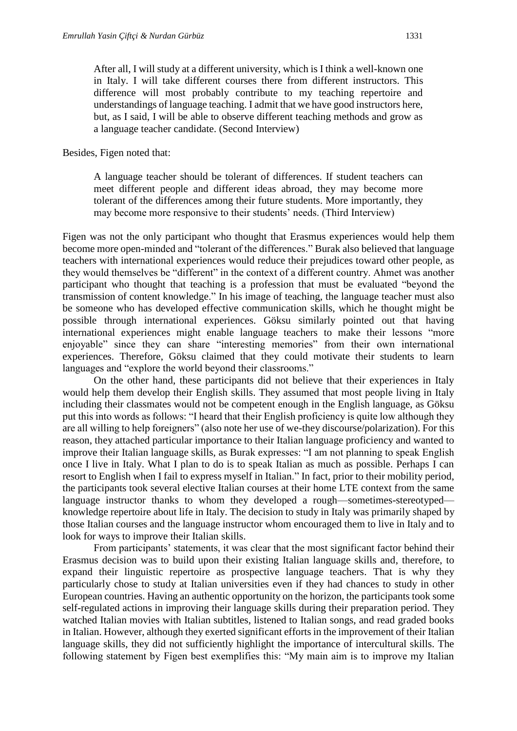> After all, I will study at a different university, which is I think a well-known one in Italy. I will take different courses there from different instructors. This difference will most probably contribute to my teaching repertoire and understandings of language teaching. I admit that we have good instructors here, but, as I said, I will be able to observe different teaching methods and grow as a language teacher candidate. (Second Interview)

Besides, Figen noted that:

> A language teacher should be tolerant of differences. If student teachers can meet different people and different ideas abroad, they may become more tolerant of the differences among their future students. More importantly, they may become more responsive to their students' needs. (Third Interview)

Figen was not the only participant who thought that Erasmus experiences would help them become more open-minded and "tolerant of the differences." Burak also believed that language teachers with international experiences would reduce their prejudices toward other people, as they would themselves be "different" in the context of a different country. Ahmet was another participant who thought that teaching is a profession that must be evaluated "beyond the transmission of content knowledge." In his image of teaching, the language teacher must also be someone who has developed effective communication skills, which he thought might be possible through international experiences. Göksu similarly pointed out that having international experiences might enable language teachers to make their lessons "more enjoyable" since they can share "interesting memories" from their own international experiences. Therefore, Göksu claimed that they could motivate their students to learn languages and "explore the world beyond their classrooms."

On the other hand, these participants did not believe that their experiences in Italy would help them develop their English skills. They assumed that most people living in Italy including their classmates would not be competent enough in the English language, as Göksu put this into words as follows: "I heard that their English proficiency is quite low although they are all willing to help foreigners" (also note her use of we-they discourse/polarization). For this reason, they attached particular importance to their Italian language proficiency and wanted to improve their Italian language skills, as Burak expresses: "I am not planning to speak English once I live in Italy. What I plan to do is to speak Italian as much as possible. Perhaps I can resort to English when I fail to express myself in Italian." In fact, prior to their mobility period, the participants took several elective Italian courses at their home LTE context from the same language instructor thanks to whom they developed a rough—sometimes-stereotyped—knowledge repertoire about life in Italy. The decision to study in Italy was primarily shaped by those Italian courses and the language instructor whom encouraged them to live in Italy and to look for ways to improve their Italian skills.

From participants' statements, it was clear that the most significant factor behind their Erasmus decision was to build upon their existing Italian language skills and, therefore, to expand their linguistic repertoire as prospective language teachers. That is why they particularly chose to study at Italian universities even if they had chances to study in other European countries. Having an authentic opportunity on the horizon, the participants took some self-regulated actions in improving their language skills during their preparation period. They watched Italian movies with Italian subtitles, listened to Italian songs, and read graded books in Italian. However, although they exerted significant efforts in the improvement of their Italian language skills, they did not sufficiently highlight the importance of intercultural skills. The following statement by Figen best exemplifies this: "My main aim is to improve my Italian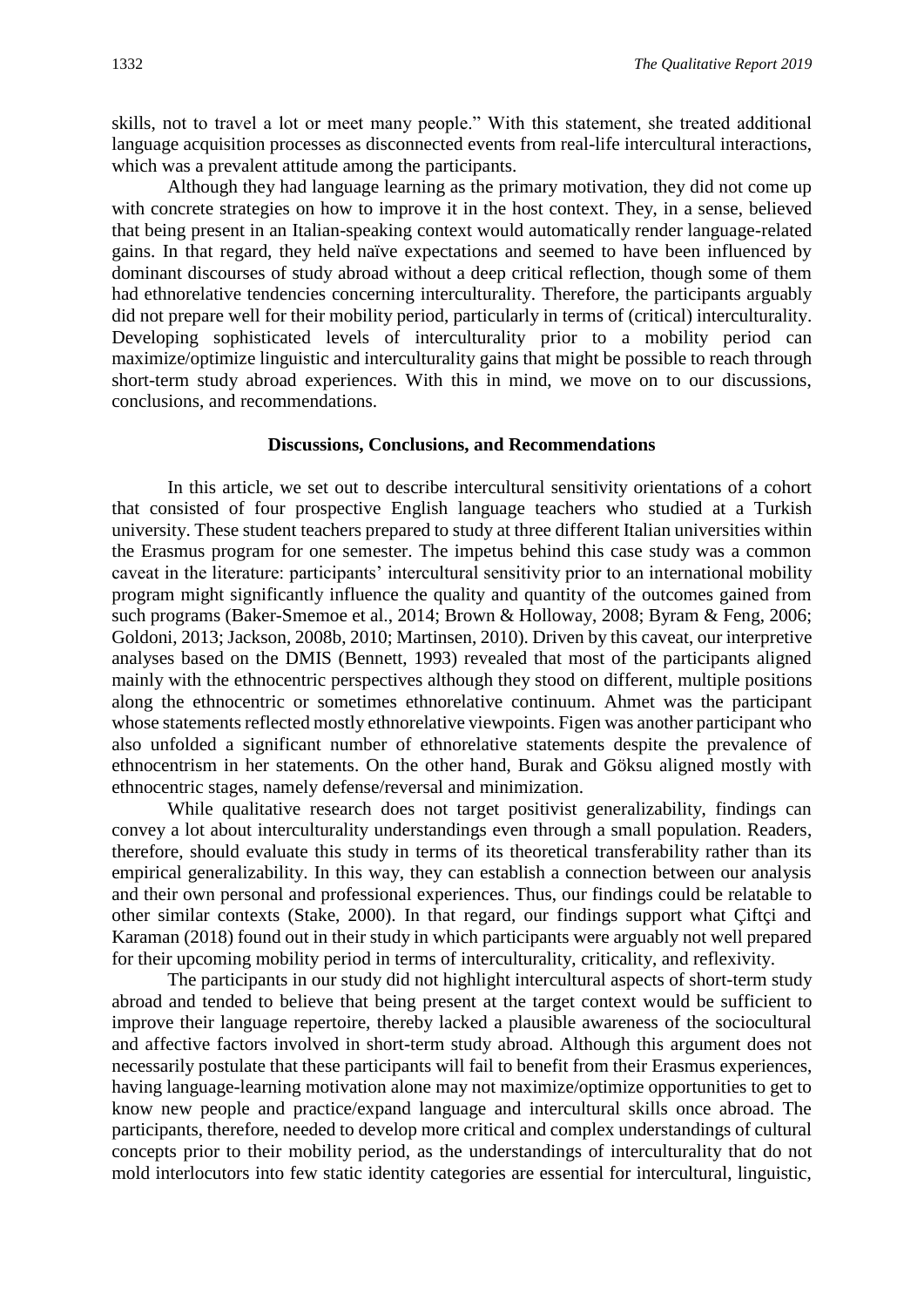skills, not to travel a lot or meet many people." With this statement, she treated additional language acquisition processes as disconnected events from real-life intercultural interactions, which was a prevalent attitude among the participants.

Although they had language learning as the primary motivation, they did not come up with concrete strategies on how to improve it in the host context. They, in a sense, believed that being present in an Italian-speaking context would automatically render language-related gains. In that regard, they held naïve expectations and seemed to have been influenced by dominant discourses of study abroad without a deep critical reflection, though some of them had ethnorelative tendencies concerning interculturality. Therefore, the participants arguably did not prepare well for their mobility period, particularly in terms of (critical) interculturality. Developing sophisticated levels of interculturality prior to a mobility period can maximize/optimize linguistic and interculturality gains that might be possible to reach through short-term study abroad experiences. With this in mind, we move on to our discussions, conclusions, and recommendations.

## Discussions, Conclusions, and Recommendations

In this article, we set out to describe intercultural sensitivity orientations of a cohort that consisted of four prospective English language teachers who studied at a Turkish university. These student teachers prepared to study at three different Italian universities within the Erasmus program for one semester. The impetus behind this case study was a common caveat in the literature: participants' intercultural sensitivity prior to an international mobility program might significantly influence the quality and quantity of the outcomes gained from such programs (Baker-Smemoe et al., 2014; Brown & Holloway, 2008; Byram & Feng, 2006; Goldoni, 2013; Jackson, 2008b, 2010; Martinsen, 2010). Driven by this caveat, our interpretive analyses based on the DMIS (Bennett, 1993) revealed that most of the participants aligned mainly with the ethnocentric perspectives although they stood on different, multiple positions along the ethnocentric or sometimes ethnorelative continuum. Ahmet was the participant whose statements reflected mostly ethnorelative viewpoints. Figen was another participant who also unfolded a significant number of ethnorelative statements despite the prevalence of ethnocentrism in her statements. On the other hand, Burak and Göksu aligned mostly with ethnocentric stages, namely defense/reversal and minimization.

While qualitative research does not target positivist generalizability, findings can convey a lot about interculturality understandings even through a small population. Readers, therefore, should evaluate this study in terms of its theoretical transferability rather than its empirical generalizability. In this way, they can establish a connection between our analysis and their own personal and professional experiences. Thus, our findings could be relatable to other similar contexts (Stake, 2000). In that regard, our findings support what Çiftçi and Karaman (2018) found out in their study in which participants were arguably not well prepared for their upcoming mobility period in terms of interculturality, criticality, and reflexivity.

The participants in our study did not highlight intercultural aspects of short-term study abroad and tended to believe that being present at the target context would be sufficient to improve their language repertoire, thereby lacked a plausible awareness of the sociocultural and affective factors involved in short-term study abroad. Although this argument does not necessarily postulate that these participants will fail to benefit from their Erasmus experiences, having language-learning motivation alone may not maximize/optimize opportunities to get to know new people and practice/expand language and intercultural skills once abroad. The participants, therefore, needed to develop more critical and complex understandings of cultural concepts prior to their mobility period, as the understandings of interculturality that do not mold interlocutors into few static identity categories are essential for intercultural, linguistic,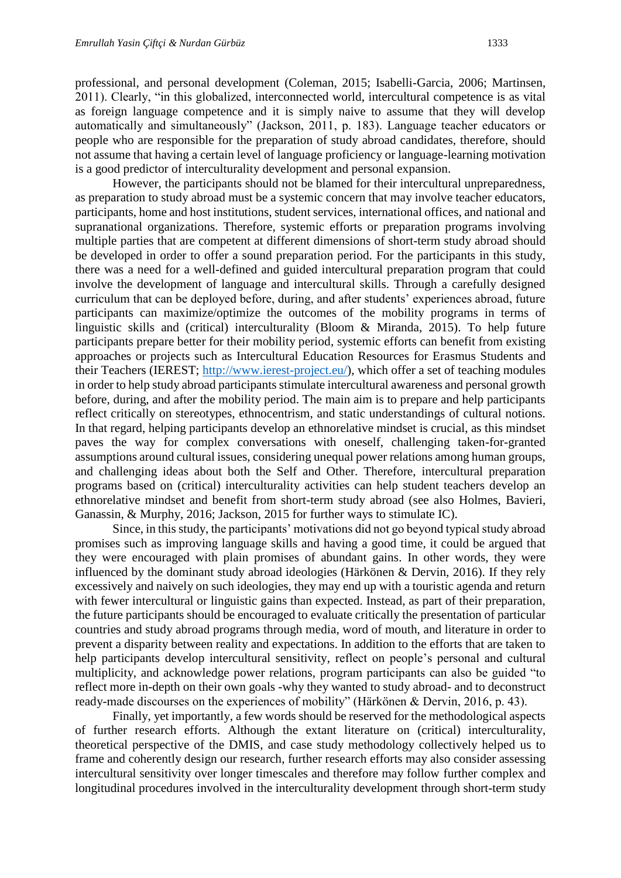professional, and personal development (Coleman, 2015; Isabelli-Garcia, 2006; Martinsen, 2011). Clearly, "in this globalized, interconnected world, intercultural competence is as vital as foreign language competence and it is simply naive to assume that they will develop automatically and simultaneously" (Jackson, 2011, p. 183). Language teacher educators or people who are responsible for the preparation of study abroad candidates, therefore, should not assume that having a certain level of language proficiency or language-learning motivation is a good predictor of interculturality development and personal expansion.

However, the participants should not be blamed for their intercultural unpreparedness, as preparation to study abroad must be a systemic concern that may involve teacher educators, participants, home and host institutions, student services, international offices, and national and supranational organizations. Therefore, systemic efforts or preparation programs involving multiple parties that are competent at different dimensions of short-term study abroad should be developed in order to offer a sound preparation period. For the participants in this study, there was a need for a well-defined and guided intercultural preparation program that could involve the development of language and intercultural skills. Through a carefully designed curriculum that can be deployed before, during, and after students' experiences abroad, future participants can maximize/optimize the outcomes of the mobility programs in terms of linguistic skills and (critical) interculturality (Bloom & Miranda, 2015). To help future participants prepare better for their mobility period, systemic efforts can benefit from existing approaches or projects such as Intercultural Education Resources for Erasmus Students and their Teachers (IEREST; http://www.ierest-project.eu/), which offer a set of teaching modules in order to help study abroad participants stimulate intercultural awareness and personal growth before, during, and after the mobility period. The main aim is to prepare and help participants reflect critically on stereotypes, ethnocentrism, and static understandings of cultural notions. In that regard, helping participants develop an ethnorelative mindset is crucial, as this mindset paves the way for complex conversations with oneself, challenging taken-for-granted assumptions around cultural issues, considering unequal power relations among human groups, and challenging ideas about both the Self and Other. Therefore, intercultural preparation programs based on (critical) interculturality activities can help student teachers develop an ethnorelative mindset and benefit from short-term study abroad (see also Holmes, Bavieri, Ganassin, & Murphy, 2016; Jackson, 2015 for further ways to stimulate IC).

Since, in this study, the participants' motivations did not go beyond typical study abroad promises such as improving language skills and having a good time, it could be argued that they were encouraged with plain promises of abundant gains. In other words, they were influenced by the dominant study abroad ideologies (Härkönen & Dervin, 2016). If they rely excessively and naively on such ideologies, they may end up with a touristic agenda and return with fewer intercultural or linguistic gains than expected. Instead, as part of their preparation, the future participants should be encouraged to evaluate critically the presentation of particular countries and study abroad programs through media, word of mouth, and literature in order to prevent a disparity between reality and expectations. In addition to the efforts that are taken to help participants develop intercultural sensitivity, reflect on people's personal and cultural multiplicity, and acknowledge power relations, program participants can also be guided "to reflect more in-depth on their own goals -why they wanted to study abroad- and to deconstruct ready-made discourses on the experiences of mobility" (Härkönen & Dervin, 2016, p. 43).

Finally, yet importantly, a few words should be reserved for the methodological aspects of further research efforts. Although the extant literature on (critical) interculturality, theoretical perspective of the DMIS, and case study methodology collectively helped us to frame and coherently design our research, further research efforts may also consider assessing intercultural sensitivity over longer timescales and therefore may follow further complex and longitudinal procedures involved in the interculturality development through short-term study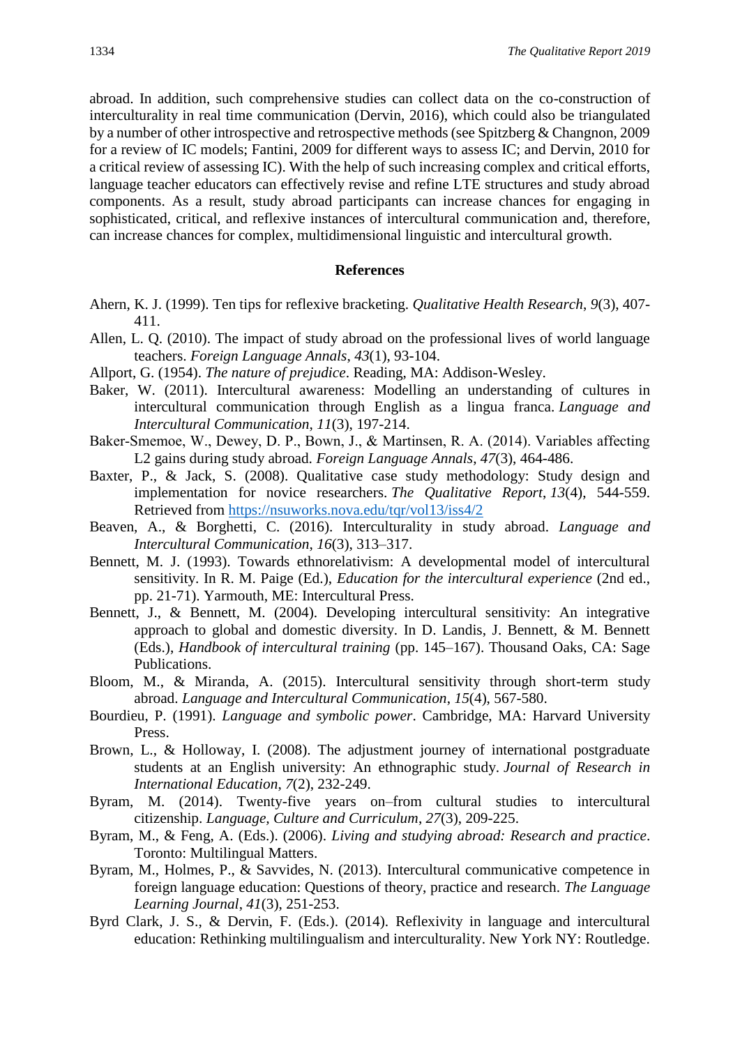abroad. In addition, such comprehensive studies can collect data on the co-construction of interculturality in real time communication (Dervin, 2016), which could also be triangulated by a number of other introspective and retrospective methods (see Spitzberg & Changnon, 2009 for a review of IC models; Fantini, 2009 for different ways to assess IC; and Dervin, 2010 for a critical review of assessing IC). With the help of such increasing complex and critical efforts, language teacher educators can effectively revise and refine LTE structures and study abroad components. As a result, study abroad participants can increase chances for engaging in sophisticated, critical, and reflexive instances of intercultural communication and, therefore, can increase chances for complex, multidimensional linguistic and intercultural growth.

## References

Ahern, K. J. (1999). Ten tips for reflexive bracketing. *Qualitative Health Research*, *9*(3), 407-411.

Allen, L. Q. (2010). The impact of study abroad on the professional lives of world language teachers. *Foreign Language Annals*, *43*(1), 93-104.

Allport, G. (1954). *The nature of prejudice*. Reading, MA: Addison-Wesley.

Baker, W. (2011). Intercultural awareness: Modelling an understanding of cultures in intercultural communication through English as a lingua franca. *Language and Intercultural Communication*, *11*(3), 197-214.

Baker-Smemoe, W., Dewey, D. P., Bown, J., & Martinsen, R. A. (2014). Variables affecting L2 gains during study abroad. *Foreign Language Annals*, *47*(3), 464-486.

Baxter, P., & Jack, S. (2008). Qualitative case study methodology: Study design and implementation for novice researchers. *The Qualitative Report*, *13*(4), 544-559. Retrieved from https://nsuworks.nova.edu/tqr/vol13/iss4/2

Beaven, A., & Borghetti, C. (2016). Interculturality in study abroad. *Language and Intercultural Communication*, *16*(3), 313–317.

Bennett, M. J. (1993). Towards ethnorelativism: A developmental model of intercultural sensitivity. In R. M. Paige (Ed.), *Education for the intercultural experience* (2nd ed., pp. 21-71). Yarmouth, ME: Intercultural Press.

Bennett, J., & Bennett, M. (2004). Developing intercultural sensitivity: An integrative approach to global and domestic diversity. In D. Landis, J. Bennett, & M. Bennett (Eds.), *Handbook of intercultural training* (pp. 145–167). Thousand Oaks, CA: Sage Publications.

Bloom, M., & Miranda, A. (2015). Intercultural sensitivity through short-term study abroad. *Language and Intercultural Communication*, *15*(4), 567-580.

Bourdieu, P. (1991). *Language and symbolic power*. Cambridge, MA: Harvard University Press.

Brown, L., & Holloway, I. (2008). The adjustment journey of international postgraduate students at an English university: An ethnographic study. *Journal of Research in International Education*, *7*(2), 232-249.

Byram, M. (2014). Twenty-five years on–from cultural studies to intercultural citizenship. *Language, Culture and Curriculum*, *27*(3), 209-225.

Byram, M., & Feng, A. (Eds.). (2006). *Living and studying abroad: Research and practice*. Toronto: Multilingual Matters.

Byram, M., Holmes, P., & Savvides, N. (2013). Intercultural communicative competence in foreign language education: Questions of theory, practice and research. *The Language Learning Journal*, *41*(3), 251-253.

Byrd Clark, J. S., & Dervin, F. (Eds.). (2014). Reflexivity in language and intercultural education: Rethinking multilingualism and interculturality. New York NY: Routledge.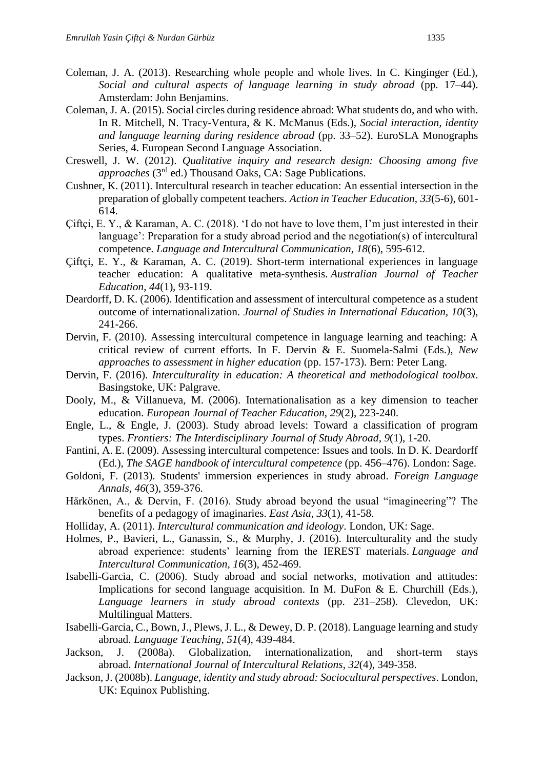Coleman, J. A. (2013). Researching whole people and whole lives. In C. Kinginger (Ed.), *Social and cultural aspects of language learning in study abroad* (pp. 17–44). Amsterdam: John Benjamins.

Coleman, J. A. (2015). Social circles during residence abroad: What students do, and who with. In R. Mitchell, N. Tracy-Ventura, & K. McManus (Eds.), *Social interaction, identity and language learning during residence abroad* (pp. 33–52). EuroSLA Monographs Series, 4. European Second Language Association.

Creswell, J. W. (2012). *Qualitative inquiry and research design: Choosing among five approaches* (3rd ed.) Thousand Oaks, CA: Sage Publications.

Cushner, K. (2011). Intercultural research in teacher education: An essential intersection in the preparation of globally competent teachers. *Action in Teacher Education*, *33*(5-6), 601-614.

Çiftçi, E. Y., & Karaman, A. C. (2018). 'I do not have to love them, I'm just interested in their language': Preparation for a study abroad period and the negotiation(s) of intercultural competence. *Language and Intercultural Communication*, *18*(6), 595-612.

Çiftçi, E. Y., & Karaman, A. C. (2019). Short-term international experiences in language teacher education: A qualitative meta-synthesis. *Australian Journal of Teacher Education*, *44*(1), 93-119.

Deardorff, D. K. (2006). Identification and assessment of intercultural competence as a student outcome of internationalization. *Journal of Studies in International Education*, *10*(3), 241-266.

Dervin, F. (2010). Assessing intercultural competence in language learning and teaching: A critical review of current efforts. In F. Dervin & E. Suomela-Salmi (Eds.), *New approaches to assessment in higher education* (pp. 157-173). Bern: Peter Lang.

Dervin, F. (2016). *Interculturality in education: A theoretical and methodological toolbox*. Basingstoke, UK: Palgrave.

Dooly, M., & Villanueva, M. (2006). Internationalisation as a key dimension to teacher education. *European Journal of Teacher Education*, *29*(2), 223-240.

Engle, L., & Engle, J. (2003). Study abroad levels: Toward a classification of program types. *Frontiers: The Interdisciplinary Journal of Study Abroad*, *9*(1), 1-20.

Fantini, A. E. (2009). Assessing intercultural competence: Issues and tools. In D. K. Deardorff (Ed.), *The SAGE handbook of intercultural competence* (pp. 456–476). London: Sage.

Goldoni, F. (2013). Students' immersion experiences in study abroad. *Foreign Language Annals*, *46*(3), 359-376.

Härkönen, A., & Dervin, F. (2016). Study abroad beyond the usual "imagineering"? The benefits of a pedagogy of imaginaries. *East Asia*, *33*(1), 41-58.

Holliday, A. (2011). *Intercultural communication and ideology*. London, UK: Sage.

Holmes, P., Bavieri, L., Ganassin, S., & Murphy, J. (2016). Interculturality and the study abroad experience: students' learning from the IEREST materials. *Language and Intercultural Communication*, *16*(3), 452-469.

Isabelli-Garcia, C. (2006). Study abroad and social networks, motivation and attitudes: Implications for second language acquisition. In M. DuFon & E. Churchill (Eds.), *Language learners in study abroad contexts* (pp. 231–258). Clevedon, UK: Multilingual Matters.

Isabelli-Garcia, C., Bown, J., Plews, J. L., & Dewey, D. P. (2018). Language learning and study abroad. *Language Teaching*, *51*(4), 439-484.

Jackson, J. (2008a). Globalization, internationalization, and short-term stays abroad. *International Journal of Intercultural Relations*, *32*(4), 349-358.

Jackson, J. (2008b). *Language, identity and study abroad: Sociocultural perspectives*. London, UK: Equinox Publishing.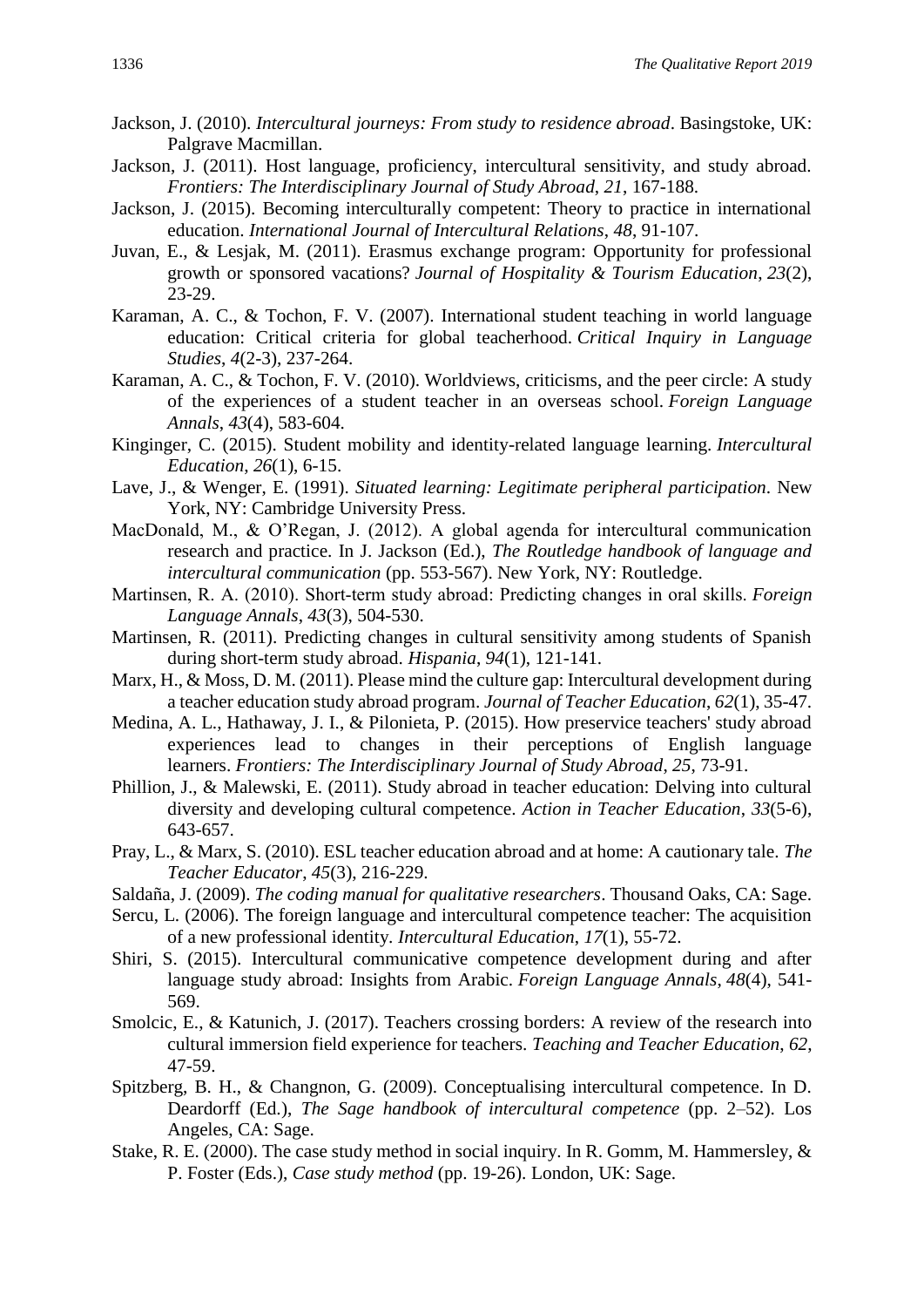Jackson, J. (2010). *Intercultural journeys: From study to residence abroad*. Basingstoke, UK: Palgrave Macmillan.

Jackson, J. (2011). Host language, proficiency, intercultural sensitivity, and study abroad. *Frontiers: The Interdisciplinary Journal of Study Abroad*, *21*, 167-188.

Jackson, J. (2015). Becoming interculturally competent: Theory to practice in international education. *International Journal of Intercultural Relations*, *48*, 91-107.

Juvan, E., & Lesjak, M. (2011). Erasmus exchange program: Opportunity for professional growth or sponsored vacations? *Journal of Hospitality & Tourism Education*, *23*(2), 23-29.

Karaman, A. C., & Tochon, F. V. (2007). International student teaching in world language education: Critical criteria for global teacherhood. *Critical Inquiry in Language Studies*, *4*(2-3), 237-264.

Karaman, A. C., & Tochon, F. V. (2010). Worldviews, criticisms, and the peer circle: A study of the experiences of a student teacher in an overseas school. *Foreign Language Annals*, *43*(4), 583-604.

Kinginger, C. (2015). Student mobility and identity-related language learning. *Intercultural Education*, *26*(1), 6-15.

Lave, J., & Wenger, E. (1991). *Situated learning: Legitimate peripheral participation*. New York, NY: Cambridge University Press.

MacDonald, M., & O'Regan, J. (2012). A global agenda for intercultural communication research and practice. In J. Jackson (Ed.), *The Routledge handbook of language and intercultural communication* (pp. 553-567). New York, NY: Routledge.

Martinsen, R. A. (2010). Short-term study abroad: Predicting changes in oral skills. *Foreign Language Annals*, *43*(3), 504-530.

Martinsen, R. (2011). Predicting changes in cultural sensitivity among students of Spanish during short-term study abroad. *Hispania*, *94*(1), 121-141.

Marx, H., & Moss, D. M. (2011). Please mind the culture gap: Intercultural development during a teacher education study abroad program. *Journal of Teacher Education*, *62*(1), 35-47.

Medina, A. L., Hathaway, J. I., & Pilonieta, P. (2015). How preservice teachers' study abroad experiences lead to changes in their perceptions of English language learners. *Frontiers: The Interdisciplinary Journal of Study Abroad*, *25*, 73-91.

Phillion, J., & Malewski, E. (2011). Study abroad in teacher education: Delving into cultural diversity and developing cultural competence. *Action in Teacher Education*, *33*(5-6), 643-657.

Pray, L., & Marx, S. (2010). ESL teacher education abroad and at home: A cautionary tale. *The Teacher Educator*, *45*(3), 216-229.

Saldaña, J. (2009). *The coding manual for qualitative researchers*. Thousand Oaks, CA: Sage.

Sercu, L. (2006). The foreign language and intercultural competence teacher: The acquisition of a new professional identity. *Intercultural Education*, *17*(1), 55-72.

Shiri, S. (2015). Intercultural communicative competence development during and after language study abroad: Insights from Arabic. *Foreign Language Annals*, *48*(4), 541-569.

Smolcic, E., & Katunich, J. (2017). Teachers crossing borders: A review of the research into cultural immersion field experience for teachers. *Teaching and Teacher Education*, *62*, 47-59.

Spitzberg, B. H., & Changnon, G. (2009). Conceptualising intercultural competence. In D. Deardorff (Ed.), *The Sage handbook of intercultural competence* (pp. 2–52). Los Angeles, CA: Sage.

Stake, R. E. (2000). The case study method in social inquiry. In R. Gomm, M. Hammersley, & P. Foster (Eds.), *Case study method* (pp. 19-26). London, UK: Sage.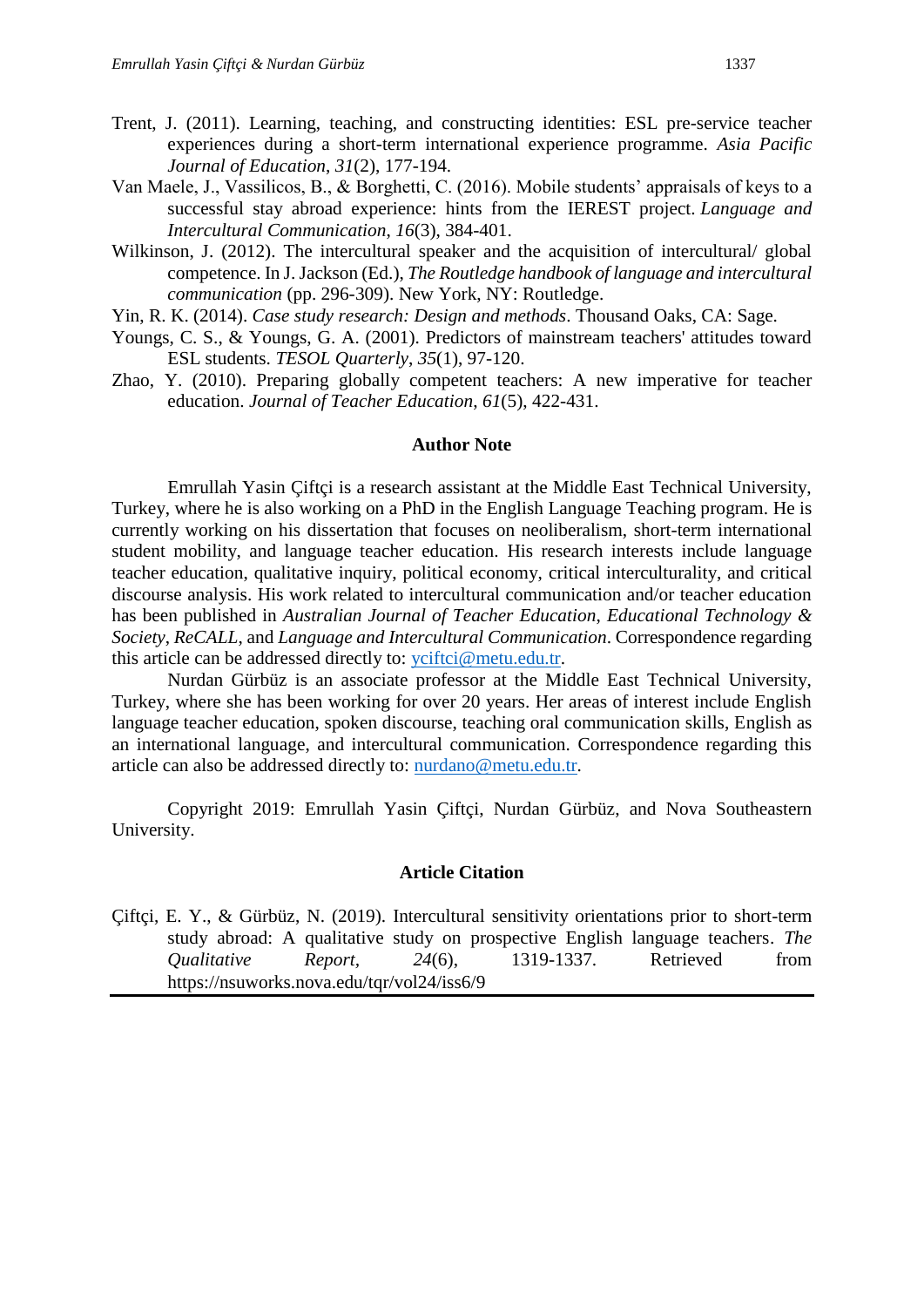Trent, J. (2011). Learning, teaching, and constructing identities: ESL pre-service teacher experiences during a short-term international experience programme. *Asia Pacific Journal of Education*, *31*(2), 177-194.

Van Maele, J., Vassilicos, B., & Borghetti, C. (2016). Mobile students' appraisals of keys to a successful stay abroad experience: hints from the IEREST project. *Language and Intercultural Communication*, *16*(3), 384-401.

Wilkinson, J. (2012). The intercultural speaker and the acquisition of intercultural/ global competence. In J. Jackson (Ed.), *The Routledge handbook of language and intercultural communication* (pp. 296-309). New York, NY: Routledge.

Yin, R. K. (2014). *Case study research: Design and methods*. Thousand Oaks, CA: Sage.

Youngs, C. S., & Youngs, G. A. (2001). Predictors of mainstream teachers' attitudes toward ESL students. *TESOL Quarterly*, *35*(1), 97-120.

Zhao, Y. (2010). Preparing globally competent teachers: A new imperative for teacher education. *Journal of Teacher Education*, *61*(5), 422-431.

## Author Note

Emrullah Yasin Çiftçi is a research assistant at the Middle East Technical University, Turkey, where he is also working on a PhD in the English Language Teaching program. He is currently working on his dissertation that focuses on neoliberalism, short-term international student mobility, and language teacher education. His research interests include language teacher education, qualitative inquiry, political economy, critical interculturality, and critical discourse analysis. His work related to intercultural communication and/or teacher education has been published in *Australian Journal of Teacher Education*, *Educational Technology & Society*, *ReCALL*, and *Language and Intercultural Communication*. Correspondence regarding this article can be addressed directly to: yciftci@metu.edu.tr.

Nurdan Gürbüz is an associate professor at the Middle East Technical University, Turkey, where she has been working for over 20 years. Her areas of interest include English language teacher education, spoken discourse, teaching oral communication skills, English as an international language, and intercultural communication. Correspondence regarding this article can also be addressed directly to: nurdano@metu.edu.tr.

Copyright 2019: Emrullah Yasin Çiftçi, Nurdan Gürbüz, and Nova Southeastern University.

## Article Citation

Çiftçi, E. Y., & Gürbüz, N. (2019). Intercultural sensitivity orientations prior to short-term study abroad: A qualitative study on prospective English language teachers. *The Qualitative Report, 24*(6), 1319-1337. Retrieved from https://nsuworks.nova.edu/tqr/vol24/iss6/9